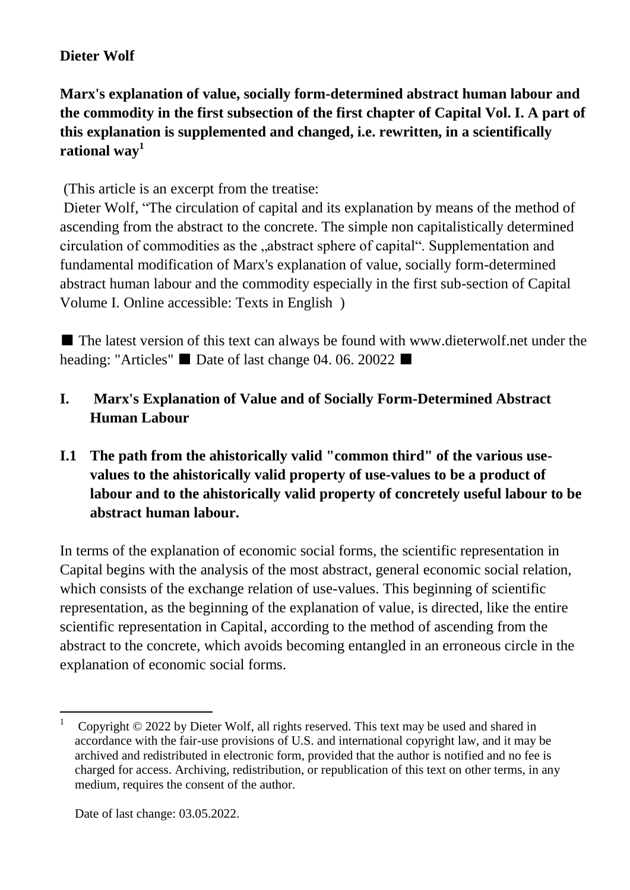**Dieter Wolf**

**Marx's explanation of value, socially form-determined abstract human labour and the commodity in the first subsection of the first chapter of Capital Vol. I. A part of this explanation is supplemented and changed, i.e. rewritten, in a scientifically rational way**[1]

(This article is an excerpt from the treatise:
Dieter Wolf, "The circulation of capital and its explanation by means of the method of ascending from the abstract to the concrete. The simple non capitalistically determined circulation of commodities as the „abstract sphere of capital". Supplementation and fundamental modification of Marx's explanation of value, socially form-determined abstract human labour and the commodity especially in the first sub-section of Capital Volume I. Online accessible: Texts in English )

■ The latest version of this text can always be found with www.dieterwolf.net under the heading: "Articles" ■ Date of last change 04. 06. 20022 ■

## I. Marx's Explanation of Value and of Socially Form-Determined Abstract Human Labour

### I.1 The path from the ahistorically valid "common third" of the various use-values to the ahistorically valid property of use-values to be a product of labour and to the ahistorically valid property of concretely useful labour to be abstract human labour.

In terms of the explanation of economic social forms, the scientific representation in Capital begins with the analysis of the most abstract, general economic social relation, which consists of the exchange relation of use-values. This beginning of scientific representation, as the beginning of the explanation of value, is directed, like the entire scientific representation in Capital, according to the method of ascending from the abstract to the concrete, which avoids becoming entangled in an erroneous circle in the explanation of economic social forms.

---

[1] Copyright © 2022 by Dieter Wolf, all rights reserved. This text may be used and shared in accordance with the fair-use provisions of U.S. and international copyright law, and it may be archived and redistributed in electronic form, provided that the author is notified and no fee is charged for access. Archiving, redistribution, or republication of this text on other terms, in any medium, requires the consent of the author.

Date of last change: 03.05.2022.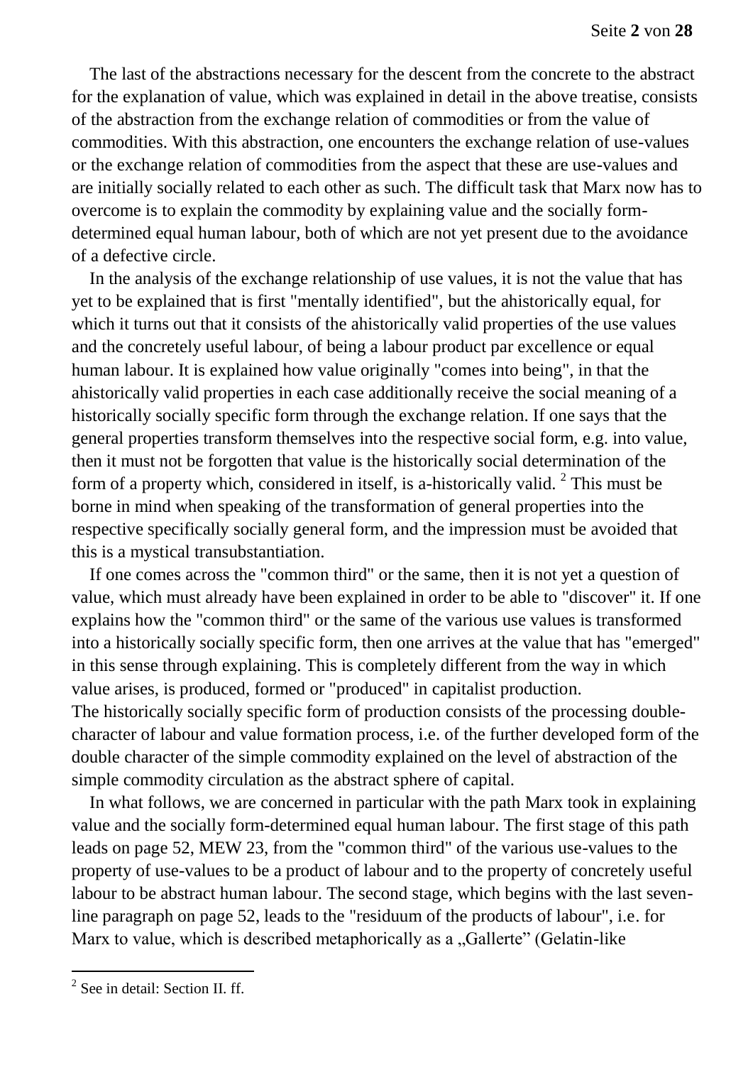The last of the abstractions necessary for the descent from the concrete to the abstract for the explanation of value, which was explained in detail in the above treatise, consists of the abstraction from the exchange relation of commodities or from the value of commodities. With this abstraction, one encounters the exchange relation of use-values or the exchange relation of commodities from the aspect that these are use-values and are initially socially related to each other as such. The difficult task that Marx now has to overcome is to explain the commodity by explaining value and the socially form-determined equal human labour, both of which are not yet present due to the avoidance of a defective circle.

In the analysis of the exchange relationship of use values, it is not the value that has yet to be explained that is first "mentally identified", but the ahistorically equal, for which it turns out that it consists of the ahistorically valid properties of the use values and the concretely useful labour, of being a labour product par excellence or equal human labour. It is explained how value originally "comes into being", in that the ahistorically valid properties in each case additionally receive the social meaning of a historically socially specific form through the exchange relation. If one says that the general properties transform themselves into the respective social form, e.g. into value, then it must not be forgotten that value is the historically social determination of the form of a property which, considered in itself, is a-historically valid. [2] This must be borne in mind when speaking of the transformation of general properties into the respective specifically socially general form, and the impression must be avoided that this is a mystical transubstantiation.

If one comes across the "common third" or the same, then it is not yet a question of value, which must already have been explained in order to be able to "discover" it. If one explains how the "common third" or the same of the various use values is transformed into a historically socially specific form, then one arrives at the value that has "emerged" in this sense through explaining. This is completely different from the way in which value arises, is produced, formed or "produced" in capitalist production.
The historically socially specific form of production consists of the processing double-character of labour and value formation process, i.e. of the further developed form of the double character of the simple commodity explained on the level of abstraction of the simple commodity circulation as the abstract sphere of capital.

In what follows, we are concerned in particular with the path Marx took in explaining value and the socially form-determined equal human labour. The first stage of this path leads on page 52, MEW 23, from the "common third" of the various use-values to the property of use-values to be a product of labour and to the property of concretely useful labour to be abstract human labour. The second stage, which begins with the last seven-line paragraph on page 52, leads to the "residuum of the products of labour", i.e. for Marx to value, which is described metaphorically as a „Gallerte" (Gelatin-like

[2] See in detail: Section II. ff.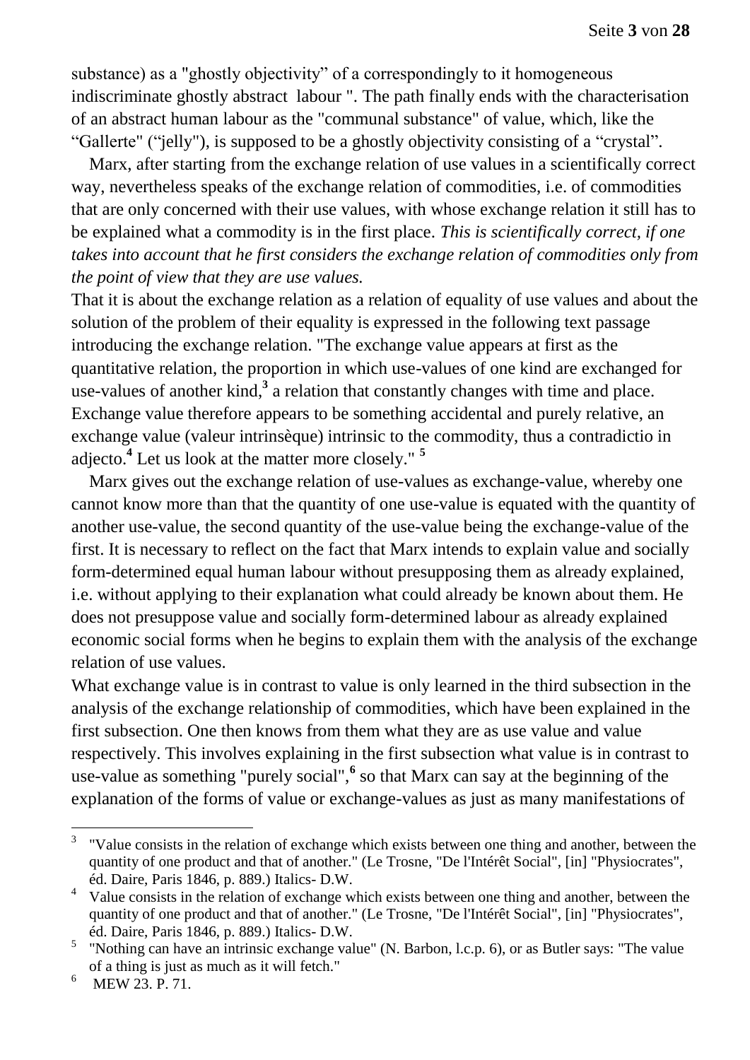substance) as a "ghostly objectivity" of a correspondingly to it homogeneous indiscriminate ghostly abstract labour ". The path finally ends with the characterisation of an abstract human labour as the "communal substance" of value, which, like the "Gallerte" ("jelly"), is supposed to be a ghostly objectivity consisting of a "crystal".

Marx, after starting from the exchange relation of use values in a scientifically correct way, nevertheless speaks of the exchange relation of commodities, i.e. of commodities that are only concerned with their use values, with whose exchange relation it still has to be explained what a commodity is in the first place. *This is scientifically correct, if one takes into account that he first considers the exchange relation of commodities only from the point of view that they are use values.*

That it is about the exchange relation as a relation of equality of use values and about the solution of the problem of their equality is expressed in the following text passage introducing the exchange relation. "The exchange value appears at first as the quantitative relation, the proportion in which use-values of one kind are exchanged for use-values of another kind,[3] a relation that constantly changes with time and place. Exchange value therefore appears to be something accidental and purely relative, an exchange value (valeur intrinsèque) intrinsic to the commodity, thus a contradictio in adjecto.[4] Let us look at the matter more closely." [5]

Marx gives out the exchange relation of use-values as exchange-value, whereby one cannot know more than that the quantity of one use-value is equated with the quantity of another use-value, the second quantity of the use-value being the exchange-value of the first. It is necessary to reflect on the fact that Marx intends to explain value and socially form-determined equal human labour without presupposing them as already explained, i.e. without applying to their explanation what could already be known about them. He does not presuppose value and socially form-determined labour as already explained economic social forms when he begins to explain them with the analysis of the exchange relation of use values.

What exchange value is in contrast to value is only learned in the third subsection in the analysis of the exchange relationship of commodities, which have been explained in the first subsection. One then knows from them what they are as use value and value respectively. This involves explaining in the first subsection what value is in contrast to use-value as something "purely social",[6] so that Marx can say at the beginning of the explanation of the forms of value or exchange-values as just as many manifestations of

---

[3] "Value consists in the relation of exchange which exists between one thing and another, between the quantity of one product and that of another." (Le Trosne, "De l'Intérêt Social", [in] "Physiocrates", éd. Daire, Paris 1846, p. 889.) Italics- D.W.

[4] Value consists in the relation of exchange which exists between one thing and another, between the quantity of one product and that of another." (Le Trosne, "De l'Intérêt Social", [in] "Physiocrates", éd. Daire, Paris 1846, p. 889.) Italics- D.W.

[5] "Nothing can have an intrinsic exchange value" (N. Barbon, l.c.p. 6), or as Butler says: "The value of a thing is just as much as it will fetch."

[6] MEW 23. P. 71.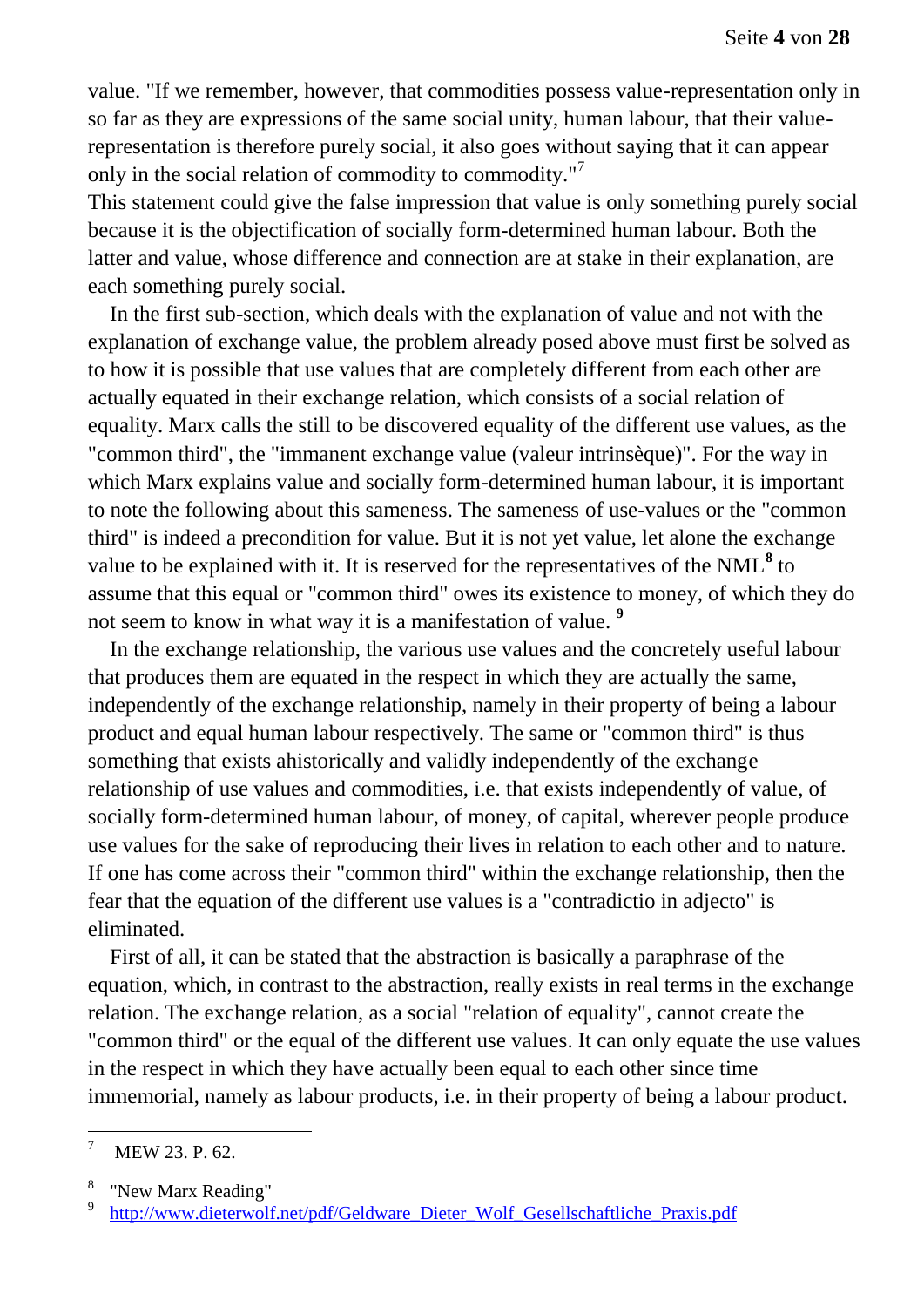value. "If we remember, however, that commodities possess value-representation only in so far as they are expressions of the same social unity, human labour, that their value-representation is therefore purely social, it also goes without saying that it can appear only in the social relation of commodity to commodity."[7]

This statement could give the false impression that value is only something purely social because it is the objectification of socially form-determined human labour. Both the latter and value, whose difference and connection are at stake in their explanation, are each something purely social.

In the first sub-section, which deals with the explanation of value and not with the explanation of exchange value, the problem already posed above must first be solved as to how it is possible that use values that are completely different from each other are actually equated in their exchange relation, which consists of a social relation of equality. Marx calls the still to be discovered equality of the different use values, as the "common third", the "immanent exchange value (valeur intrinsèque)". For the way in which Marx explains value and socially form-determined human labour, it is important to note the following about this sameness. The sameness of use-values or the "common third" is indeed a precondition for value. But it is not yet value, let alone the exchange value to be explained with it. It is reserved for the representatives of the NML[8] to assume that this equal or "common third" owes its existence to money, of which they do not seem to know in what way it is a manifestation of value. [9]

In the exchange relationship, the various use values and the concretely useful labour that produces them are equated in the respect in which they are actually the same, independently of the exchange relationship, namely in their property of being a labour product and equal human labour respectively. The same or "common third" is thus something that exists ahistorically and validly independently of the exchange relationship of use values and commodities, i.e. that exists independently of value, of socially form-determined human labour, of money, of capital, wherever people produce use values for the sake of reproducing their lives in relation to each other and to nature. If one has come across their "common third" within the exchange relationship, then the fear that the equation of the different use values is a "contradictio in adjecto" is eliminated.

First of all, it can be stated that the abstraction is basically a paraphrase of the equation, which, in contrast to the abstraction, really exists in real terms in the exchange relation. The exchange relation, as a social "relation of equality", cannot create the "common third" or the equal of the different use values. It can only equate the use values in the respect in which they have actually been equal to each other since time immemorial, namely as labour products, i.e. in their property of being a labour product.

---

[7] MEW 23. P. 62.

[8] "New Marx Reading"

[9] http://www.dieterwolf.net/pdf/Geldware_Dieter_Wolf_Gesellschaftliche_Praxis.pdf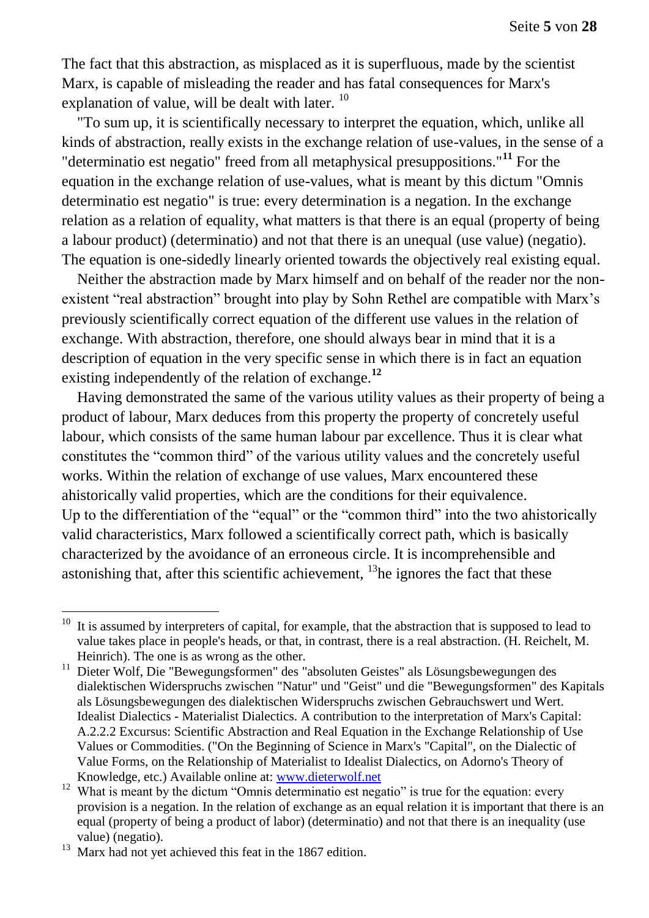The fact that this abstraction, as misplaced as it is superfluous, made by the scientist Marx, is capable of misleading the reader and has fatal consequences for Marx's explanation of value, will be dealt with later. [10]

"To sum up, it is scientifically necessary to interpret the equation, which, unlike all kinds of abstraction, really exists in the exchange relation of use-values, in the sense of a "determinatio est negatio" freed from all metaphysical presuppositions."[11] For the equation in the exchange relation of use-values, what is meant by this dictum "Omnis determinatio est negatio" is true: every determination is a negation. In the exchange relation as a relation of equality, what matters is that there is an equal (property of being a labour product) (determinatio) and not that there is an unequal (use value) (negatio). The equation is one-sidedly linearly oriented towards the objectively real existing equal.

Neither the abstraction made by Marx himself and on behalf of the reader nor the non-existent "real abstraction" brought into play by Sohn Rethel are compatible with Marx's previously scientifically correct equation of the different use values in the relation of exchange. With abstraction, therefore, one should always bear in mind that it is a description of equation in the very specific sense in which there is in fact an equation existing independently of the relation of exchange.[12]

Having demonstrated the same of the various utility values as their property of being a product of labour, Marx deduces from this property the property of concretely useful labour, which consists of the same human labour par excellence. Thus it is clear what constitutes the "common third" of the various utility values and the concretely useful works. Within the relation of exchange of use values, Marx encountered these ahistorically valid properties, which are the conditions for their equivalence.
Up to the differentiation of the "equal" or the "common third" into the two ahistorically valid characteristics, Marx followed a scientifically correct path, which is basically characterized by the avoidance of an erroneous circle. It is incomprehensible and astonishing that, after this scientific achievement, [13]he ignores the fact that these

---

[10] It is assumed by interpreters of capital, for example, that the abstraction that is supposed to lead to value takes place in people's heads, or that, in contrast, there is a real abstraction. (H. Reichelt, M. Heinrich). The one is as wrong as the other.

[11] Dieter Wolf, Die "Bewegungsformen" des "absoluten Geistes" als Lösungsbewegungen des dialektischen Widerspruchs zwischen "Natur" und "Geist" und die "Bewegungsformen" des Kapitals als Lösungsbewegungen des dialektischen Widerspruchs zwischen Gebrauchswert und Wert. Idealist Dialectics - Materialist Dialectics. A contribution to the interpretation of Marx's Capital: A.2.2.2 Excursus: Scientific Abstraction and Real Equation in the Exchange Relationship of Use Values or Commodities. ("On the Beginning of Science in Marx's "Capital", on the Dialectic of Value Forms, on the Relationship of Materialist to Idealist Dialectics, on Adorno's Theory of Knowledge, etc.) Available online at: www.dieterwolf.net

[12] What is meant by the dictum "Omnis determinatio est negatio" is true for the equation: every provision is a negation. In the relation of exchange as an equal relation it is important that there is an equal (property of being a product of labor) (determinatio) and not that there is an inequality (use value) (negatio).

[13] Marx had not yet achieved this feat in the 1867 edition.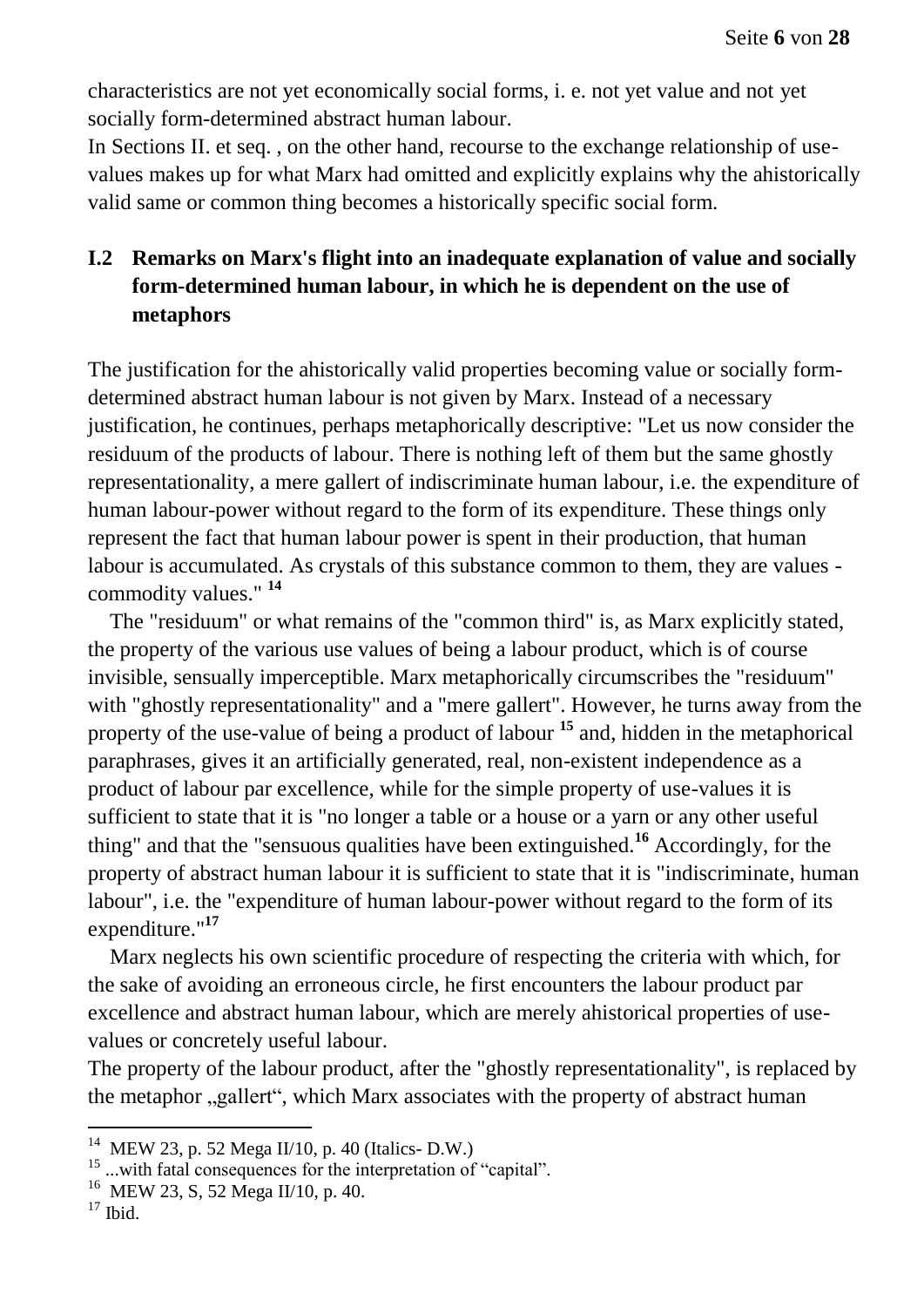characteristics are not yet economically social forms, i. e. not yet value and not yet socially form-determined abstract human labour.
In Sections II. et seq. , on the other hand, recourse to the exchange relationship of use-values makes up for what Marx had omitted and explicitly explains why the ahistorically valid same or common thing becomes a historically specific social form.

## I.2 Remarks on Marx's flight into an inadequate explanation of value and socially form-determined human labour, in which he is dependent on the use of metaphors

The justification for the ahistorically valid properties becoming value or socially form-determined abstract human labour is not given by Marx. Instead of a necessary justification, he continues, perhaps metaphorically descriptive: "Let us now consider the residuum of the products of labour. There is nothing left of them but the same ghostly representationality, a mere gallert of indiscriminate human labour, i.e. the expenditure of human labour-power without regard to the form of its expenditure. These things only represent the fact that human labour power is spent in their production, that human labour is accumulated. As crystals of this substance common to them, they are values - commodity values." [14]

The "residuum" or what remains of the "common third" is, as Marx explicitly stated, the property of the various use values of being a labour product, which is of course invisible, sensually imperceptible. Marx metaphorically circumscribes the "residuum" with "ghostly representationality" and a "mere gallert". However, he turns away from the property of the use-value of being a product of labour [15] and, hidden in the metaphorical paraphrases, gives it an artificially generated, real, non-existent independence as a product of labour par excellence, while for the simple property of use-values it is sufficient to state that it is "no longer a table or a house or a yarn or any other useful thing" and that the "sensuous qualities have been extinguished.[16] Accordingly, for the property of abstract human labour it is sufficient to state that it is "indiscriminate, human labour", i.e. the "expenditure of human labour-power without regard to the form of its expenditure."[17]

Marx neglects his own scientific procedure of respecting the criteria with which, for the sake of avoiding an erroneous circle, he first encounters the labour product par excellence and abstract human labour, which are merely ahistorical properties of use-values or concretely useful labour.
The property of the labour product, after the "ghostly representationality", is replaced by the metaphor „gallert“, which Marx associates with the property of abstract human

---

[14] MEW 23, p. 52 Mega II/10, p. 40 (Italics- D.W.)
[15] ...with fatal consequences for the interpretation of "capital".
[16] MEW 23, S, 52 Mega II/10, p. 40.
[17] Ibid.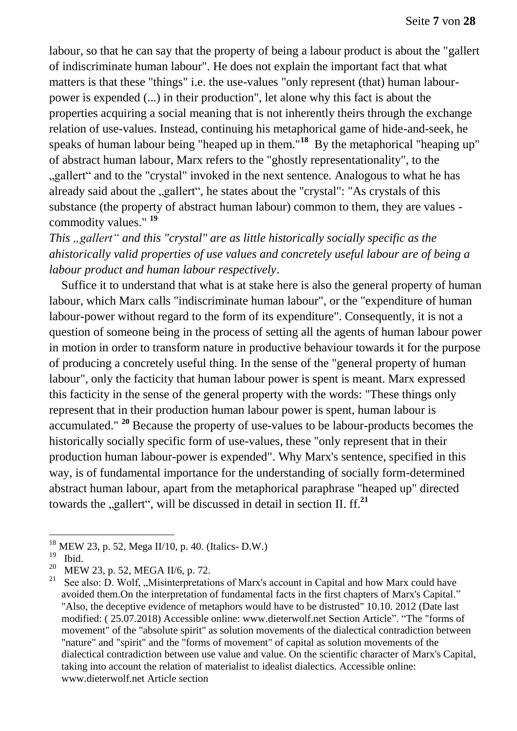labour, so that he can say that the property of being a labour product is about the "gallert of indiscriminate human labour". He does not explain the important fact that what matters is that these "things" i.e. the use-values "only represent (that) human labour-power is expended (...) in their production", let alone why this fact is about the properties acquiring a social meaning that is not inherently theirs through the exchange relation of use-values. Instead, continuing his metaphorical game of hide-and-seek, he speaks of human labour being "heaped up in them."[18] By the metaphorical "heaping up" of abstract human labour, Marx refers to the "ghostly representationality", to the „gallert" and to the "crystal" invoked in the next sentence. Analogous to what he has already said about the „gallert", he states about the "crystal": "As crystals of this substance (the property of abstract human labour) common to them, they are values - commodity values." [19]

*This „gallert" and this "crystal" are as little historically socially specific as the ahistorically valid properties of use values and concretely useful labour are of being a labour product and human labour respectively*.

Suffice it to understand that what is at stake here is also the general property of human labour, which Marx calls "indiscriminate human labour", or the "expenditure of human labour-power without regard to the form of its expenditure". Consequently, it is not a question of someone being in the process of setting all the agents of human labour power in motion in order to transform nature in productive behaviour towards it for the purpose of producing a concretely useful thing. In the sense of the "general property of human labour", only the facticity that human labour power is spent is meant. Marx expressed this facticity in the sense of the general property with the words: "These things only represent that in their production human labour power is spent, human labour is accumulated." [20] Because the property of use-values to be labour-products becomes the historically socially specific form of use-values, these "only represent that in their production human labour-power is expended". Why Marx's sentence, specified in this way, is of fundamental importance for the understanding of socially form-determined abstract human labour, apart from the metaphorical paraphrase "heaped up" directed towards the „gallert", will be discussed in detail in section II. ff.[21]

---

[18] MEW 23, p. 52, Mega II/10, p. 40. (Italics- D.W.)

[19] Ibid.

[20] MEW 23, p. 52, MEGA II/6, p. 72.

[21] See also: D. Wolf, „Misinterpretations of Marx's account in Capital and how Marx could have avoided them.On the interpretation of fundamental facts in the first chapters of Marx's Capital." "Also, the deceptive evidence of metaphors would have to be distrusted" 10.10. 2012 (Date last modified: ( 25.07.2018) Accessible online: www.dieterwolf.net Section Article". "The "forms of movement" of the "absolute spirit" as solution movements of the dialectical contradiction between "nature" and "spirit" and the "forms of movement" of capital as solution movements of the dialectical contradiction between use value and value. On the scientific character of Marx's Capital, taking into account the relation of materialist to idealist dialectics. Accessible online: www.dieterwolf.net Article section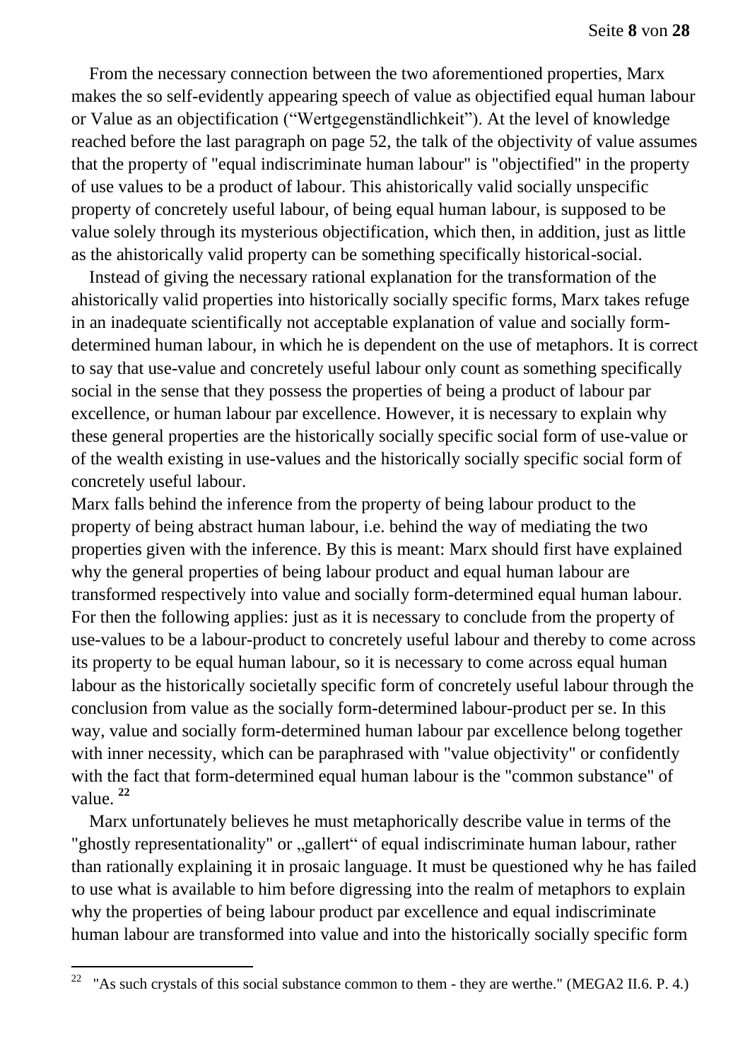From the necessary connection between the two aforementioned properties, Marx makes the so self-evidently appearing speech of value as objectified equal human labour or Value as an objectification ("Wertgegenständlichkeit"). At the level of knowledge reached before the last paragraph on page 52, the talk of the objectivity of value assumes that the property of "equal indiscriminate human labour" is "objectified" in the property of use values to be a product of labour. This ahistorically valid socially unspecific property of concretely useful labour, of being equal human labour, is supposed to be value solely through its mysterious objectification, which then, in addition, just as little as the ahistorically valid property can be something specifically historical-social.

Instead of giving the necessary rational explanation for the transformation of the ahistorically valid properties into historically socially specific forms, Marx takes refuge in an inadequate scientifically not acceptable explanation of value and socially form-determined human labour, in which he is dependent on the use of metaphors. It is correct to say that use-value and concretely useful labour only count as something specifically social in the sense that they possess the properties of being a product of labour par excellence, or human labour par excellence. However, it is necessary to explain why these general properties are the historically socially specific social form of use-value or of the wealth existing in use-values and the historically socially specific social form of concretely useful labour.

Marx falls behind the inference from the property of being labour product to the property of being abstract human labour, i.e. behind the way of mediating the two properties given with the inference. By this is meant: Marx should first have explained why the general properties of being labour product and equal human labour are transformed respectively into value and socially form-determined equal human labour. For then the following applies: just as it is necessary to conclude from the property of use-values to be a labour-product to concretely useful labour and thereby to come across its property to be equal human labour, so it is necessary to come across equal human labour as the historically societally specific form of concretely useful labour through the conclusion from value as the socially form-determined labour-product per se. In this way, value and socially form-determined human labour par excellence belong together with inner necessity, which can be paraphrased with "value objectivity" or confidently with the fact that form-determined equal human labour is the "common substance" of value. [22]

Marx unfortunately believes he must metaphorically describe value in terms of the "ghostly representationality" or „gallert“ of equal indiscriminate human labour, rather than rationally explaining it in prosaic language. It must be questioned why he has failed to use what is available to him before digressing into the realm of metaphors to explain why the properties of being labour product par excellence and equal indiscriminate human labour are transformed into value and into the historically socially specific form

---

[22] "As such crystals of this social substance common to them - they are werthe." (MEGA2 II.6. P. 4.)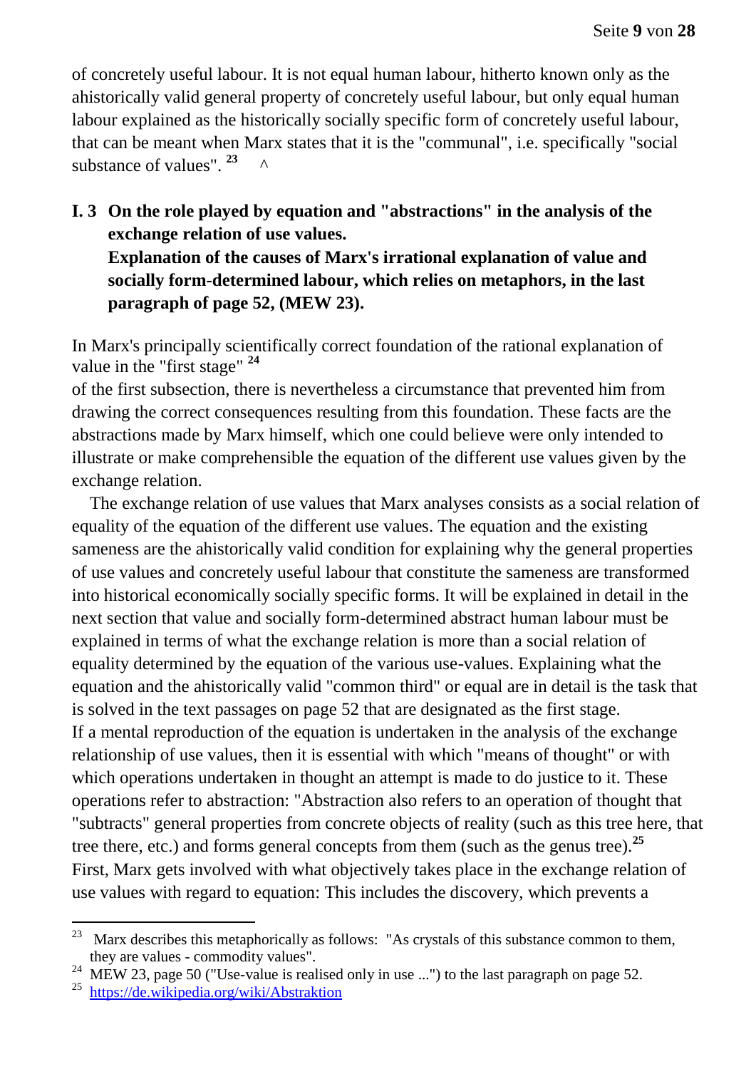of concretely useful labour. It is not equal human labour, hitherto known only as the ahistorically valid general property of concretely useful labour, but only equal human labour explained as the historically socially specific form of concretely useful labour, that can be meant when Marx states that it is the "communal", i.e. specifically "social substance of values". [23] ^

## I. 3 On the role played by equation and "abstractions" in the analysis of the exchange relation of use values. Explanation of the causes of Marx's irrational explanation of value and socially form-determined labour, which relies on metaphors, in the last paragraph of page 52, (MEW 23).

In Marx's principally scientifically correct foundation of the rational explanation of value in the "first stage" [24] of the first subsection, there is nevertheless a circumstance that prevented him from drawing the correct consequences resulting from this foundation. These facts are the abstractions made by Marx himself, which one could believe were only intended to illustrate or make comprehensible the equation of the different use values given by the exchange relation.

The exchange relation of use values that Marx analyses consists as a social relation of equality of the equation of the different use values. The equation and the existing sameness are the ahistorically valid condition for explaining why the general properties of use values and concretely useful labour that constitute the sameness are transformed into historical economically socially specific forms. It will be explained in detail in the next section that value and socially form-determined abstract human labour must be explained in terms of what the exchange relation is more than a social relation of equality determined by the equation of the various use-values. Explaining what the equation and the ahistorically valid "common third" or equal are in detail is the task that is solved in the text passages on page 52 that are designated as the first stage.
If a mental reproduction of the equation is undertaken in the analysis of the exchange relationship of use values, then it is essential with which "means of thought" or with which operations undertaken in thought an attempt is made to do justice to it. These operations refer to abstraction: "Abstraction also refers to an operation of thought that "subtracts" general properties from concrete objects of reality (such as this tree here, that tree there, etc.) and forms general concepts from them (such as the genus tree).[25]
First, Marx gets involved with what objectively takes place in the exchange relation of use values with regard to equation: This includes the discovery, which prevents a

---

[23] Marx describes this metaphorically as follows: "As crystals of this substance common to them, they are values - commodity values".

[24] MEW 23, page 50 ("Use-value is realised only in use ...") to the last paragraph on page 52.

[25] https://de.wikipedia.org/wiki/Abstraktion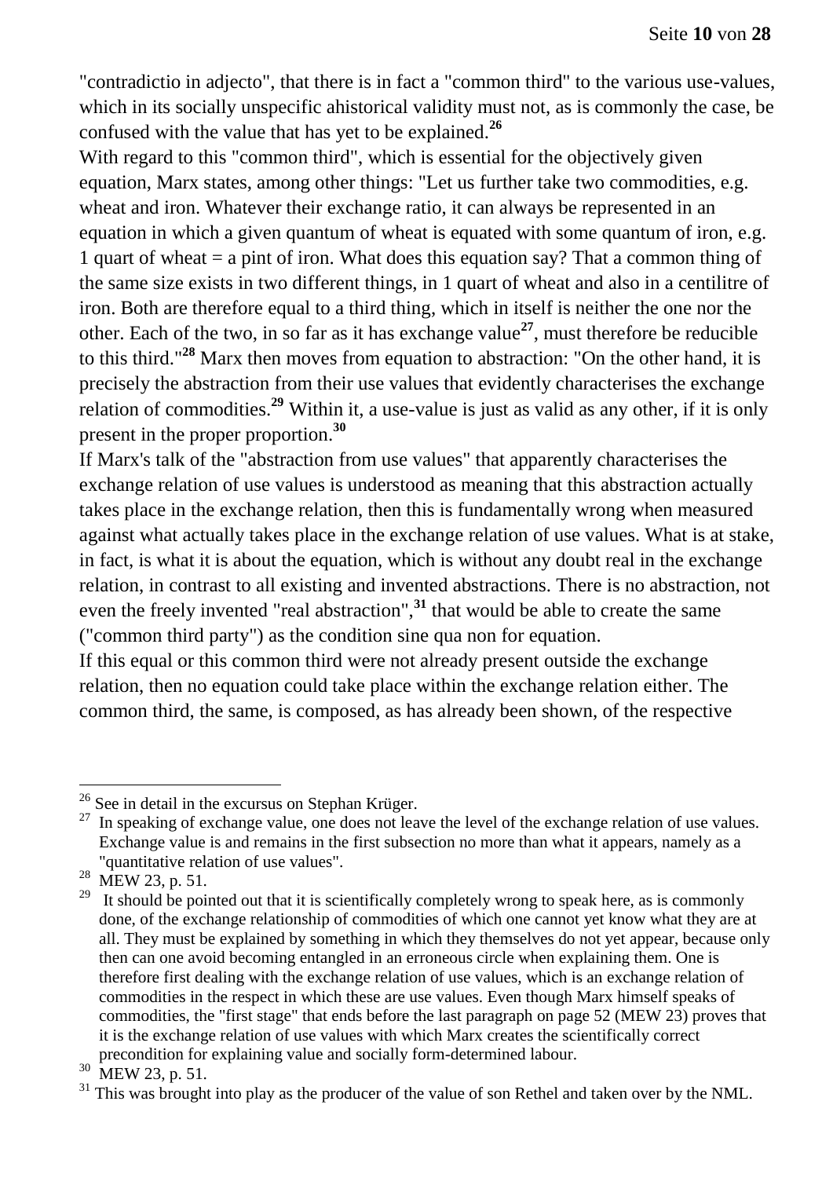"contradictio in adjecto", that there is in fact a "common third" to the various use-values, which in its socially unspecific ahistorical validity must not, as is commonly the case, be confused with the value that has yet to be explained.[26]

With regard to this "common third", which is essential for the objectively given equation, Marx states, among other things: "Let us further take two commodities, e.g. wheat and iron. Whatever their exchange ratio, it can always be represented in an equation in which a given quantum of wheat is equated with some quantum of iron, e.g. 1 quart of wheat = a pint of iron. What does this equation say? That a common thing of the same size exists in two different things, in 1 quart of wheat and also in a centilitre of iron. Both are therefore equal to a third thing, which in itself is neither the one nor the other. Each of the two, in so far as it has exchange value[27], must therefore be reducible to this third."[28] Marx then moves from equation to abstraction: "On the other hand, it is precisely the abstraction from their use values that evidently characterises the exchange relation of commodities.[29] Within it, a use-value is just as valid as any other, if it is only present in the proper proportion.[30]

If Marx's talk of the "abstraction from use values" that apparently characterises the exchange relation of use values is understood as meaning that this abstraction actually takes place in the exchange relation, then this is fundamentally wrong when measured against what actually takes place in the exchange relation of use values. What is at stake, in fact, is what it is about the equation, which is without any doubt real in the exchange relation, in contrast to all existing and invented abstractions. There is no abstraction, not even the freely invented "real abstraction",[31] that would be able to create the same ("common third party") as the condition sine qua non for equation.

If this equal or this common third were not already present outside the exchange relation, then no equation could take place within the exchange relation either. The common third, the same, is composed, as has already been shown, of the respective

---

[26] See in detail in the excursus on Stephan Krüger.

[27] In speaking of exchange value, one does not leave the level of the exchange relation of use values. Exchange value is and remains in the first subsection no more than what it appears, namely as a "quantitative relation of use values".

[28] MEW 23, p. 51.

[29] It should be pointed out that it is scientifically completely wrong to speak here, as is commonly done, of the exchange relationship of commodities of which one cannot yet know what they are at all. They must be explained by something in which they themselves do not yet appear, because only then can one avoid becoming entangled in an erroneous circle when explaining them. One is therefore first dealing with the exchange relation of use values, which is an exchange relation of commodities in the respect in which these are use values. Even though Marx himself speaks of commodities, the "first stage" that ends before the last paragraph on page 52 (MEW 23) proves that it is the exchange relation of use values with which Marx creates the scientifically correct precondition for explaining value and socially form-determined labour.

[30] MEW 23, p. 51.

[31] This was brought into play as the producer of the value of son Rethel and taken over by the NML.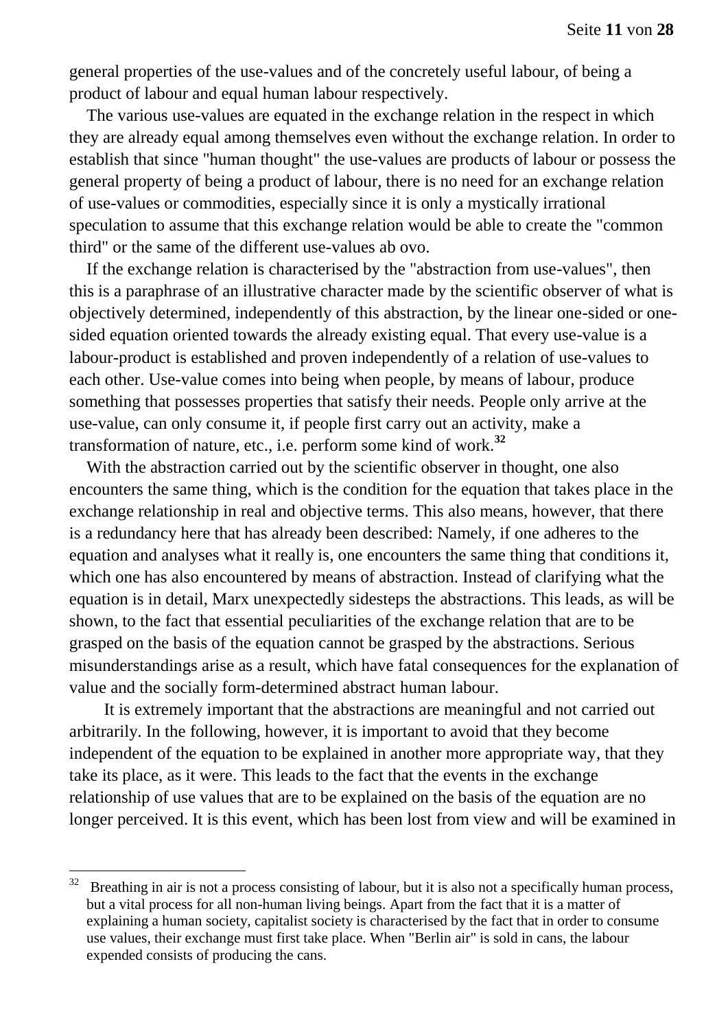general properties of the use-values and of the concretely useful labour, of being a product of labour and equal human labour respectively.

The various use-values are equated in the exchange relation in the respect in which they are already equal among themselves even without the exchange relation. In order to establish that since "human thought" the use-values are products of labour or possess the general property of being a product of labour, there is no need for an exchange relation of use-values or commodities, especially since it is only a mystically irrational speculation to assume that this exchange relation would be able to create the "common third" or the same of the different use-values ab ovo.

If the exchange relation is characterised by the "abstraction from use-values", then this is a paraphrase of an illustrative character made by the scientific observer of what is objectively determined, independently of this abstraction, by the linear one-sided or one-sided equation oriented towards the already existing equal. That every use-value is a labour-product is established and proven independently of a relation of use-values to each other. Use-value comes into being when people, by means of labour, produce something that possesses properties that satisfy their needs. People only arrive at the use-value, can only consume it, if people first carry out an activity, make a transformation of nature, etc., i.e. perform some kind of work.[32]

With the abstraction carried out by the scientific observer in thought, one also encounters the same thing, which is the condition for the equation that takes place in the exchange relationship in real and objective terms. This also means, however, that there is a redundancy here that has already been described: Namely, if one adheres to the equation and analyses what it really is, one encounters the same thing that conditions it, which one has also encountered by means of abstraction. Instead of clarifying what the equation is in detail, Marx unexpectedly sidesteps the abstractions. This leads, as will be shown, to the fact that essential peculiarities of the exchange relation that are to be grasped on the basis of the equation cannot be grasped by the abstractions. Serious misunderstandings arise as a result, which have fatal consequences for the explanation of value and the socially form-determined abstract human labour.

It is extremely important that the abstractions are meaningful and not carried out arbitrarily. In the following, however, it is important to avoid that they become independent of the equation to be explained in another more appropriate way, that they take its place, as it were. This leads to the fact that the events in the exchange relationship of use values that are to be explained on the basis of the equation are no longer perceived. It is this event, which has been lost from view and will be examined in

---

[32] Breathing in air is not a process consisting of labour, but it is also not a specifically human process, but a vital process for all non-human living beings. Apart from the fact that it is a matter of explaining a human society, capitalist society is characterised by the fact that in order to consume use values, their exchange must first take place. When "Berlin air" is sold in cans, the labour expended consists of producing the cans.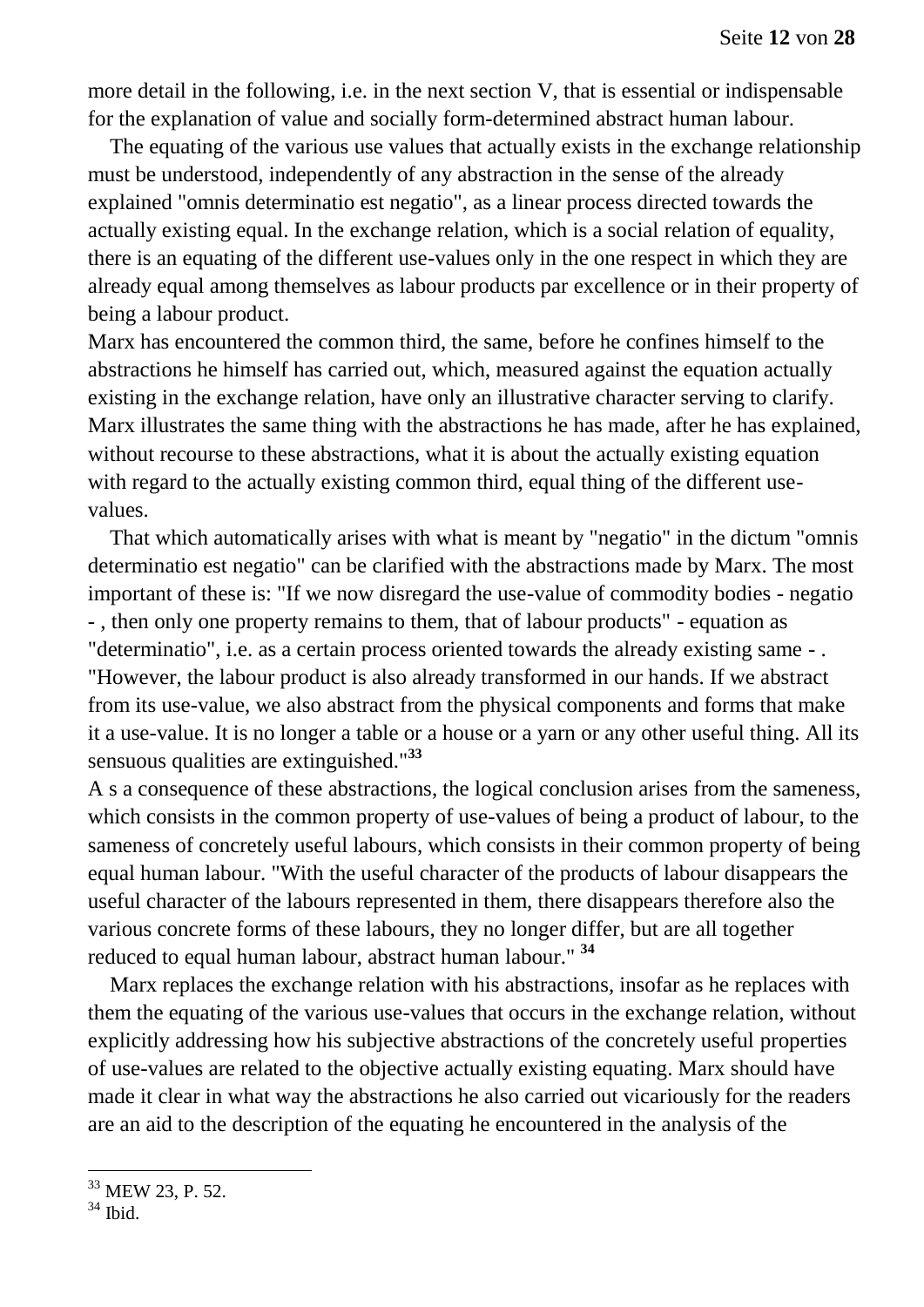more detail in the following, i.e. in the next section V, that is essential or indispensable for the explanation of value and socially form-determined abstract human labour.

The equating of the various use values that actually exists in the exchange relationship must be understood, independently of any abstraction in the sense of the already explained "omnis determinatio est negatio", as a linear process directed towards the actually existing equal. In the exchange relation, which is a social relation of equality, there is an equating of the different use-values only in the one respect in which they are already equal among themselves as labour products par excellence or in their property of being a labour product.

Marx has encountered the common third, the same, before he confines himself to the abstractions he himself has carried out, which, measured against the equation actually existing in the exchange relation, have only an illustrative character serving to clarify. Marx illustrates the same thing with the abstractions he has made, after he has explained, without recourse to these abstractions, what it is about the actually existing equation with regard to the actually existing common third, equal thing of the different use-values.

That which automatically arises with what is meant by "negatio" in the dictum "omnis determinatio est negatio" can be clarified with the abstractions made by Marx. The most important of these is: "If we now disregard the use-value of commodity bodies - negatio - , then only one property remains to them, that of labour products" - equation as "determinatio", i.e. as a certain process oriented towards the already existing same - . "However, the labour product is also already transformed in our hands. If we abstract from its use-value, we also abstract from the physical components and forms that make it a use-value. It is no longer a table or a house or a yarn or any other useful thing. All its sensuous qualities are extinguished."[33]

A s a consequence of these abstractions, the logical conclusion arises from the sameness, which consists in the common property of use-values of being a product of labour, to the sameness of concretely useful labours, which consists in their common property of being equal human labour. "With the useful character of the products of labour disappears the useful character of the labours represented in them, there disappears therefore also the various concrete forms of these labours, they no longer differ, but are all together reduced to equal human labour, abstract human labour." [34]

Marx replaces the exchange relation with his abstractions, insofar as he replaces with them the equating of the various use-values that occurs in the exchange relation, without explicitly addressing how his subjective abstractions of the concretely useful properties of use-values are related to the objective actually existing equating. Marx should have made it clear in what way the abstractions he also carried out vicariously for the readers are an aid to the description of the equating he encountered in the analysis of the

---

[33] MEW 23, P. 52.

[34] Ibid.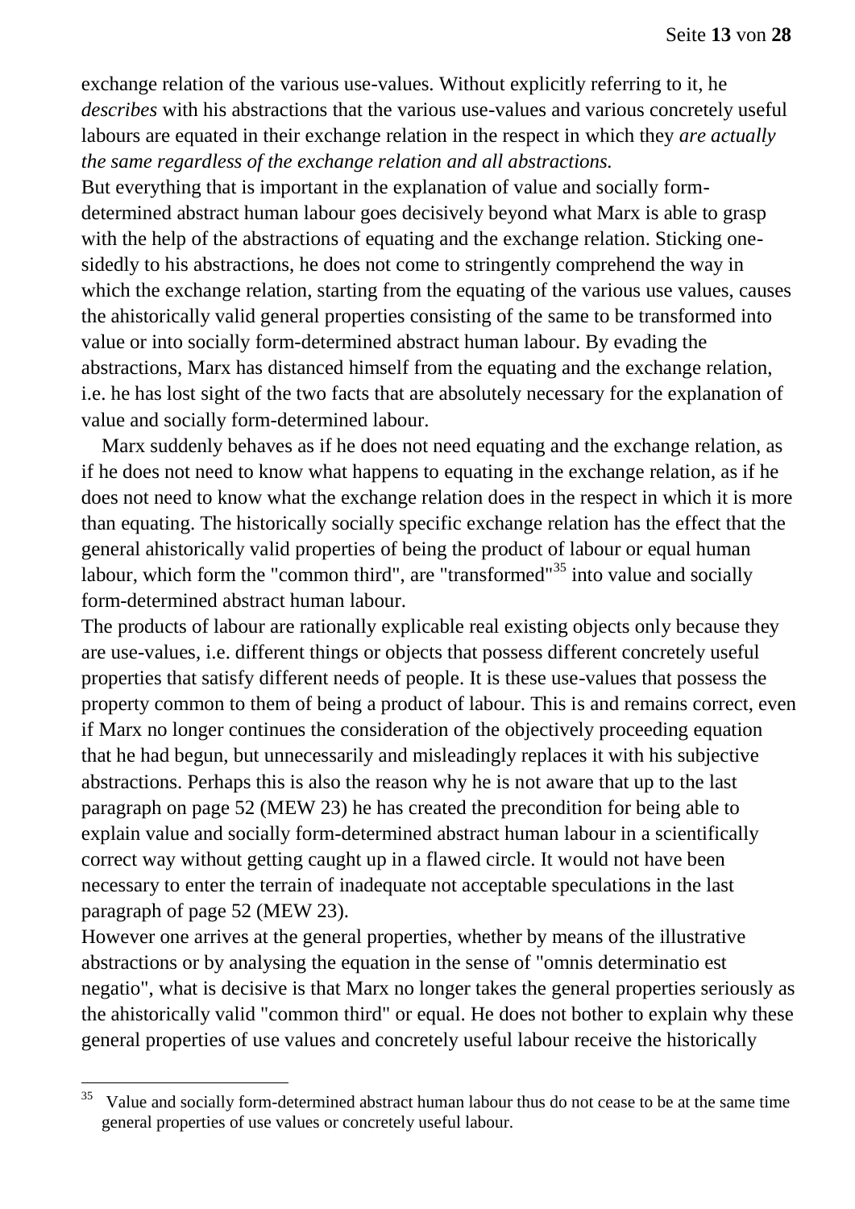exchange relation of the various use-values. Without explicitly referring to it, he *describes* with his abstractions that the various use-values and various concretely useful labours are equated in their exchange relation in the respect in which they *are actually the same regardless of the exchange relation and all abstractions.*

But everything that is important in the explanation of value and socially form-determined abstract human labour goes decisively beyond what Marx is able to grasp with the help of the abstractions of equating and the exchange relation. Sticking one-sidedly to his abstractions, he does not come to stringently comprehend the way in which the exchange relation, starting from the equating of the various use values, causes the ahistorically valid general properties consisting of the same to be transformed into value or into socially form-determined abstract human labour. By evading the abstractions, Marx has distanced himself from the equating and the exchange relation, i.e. he has lost sight of the two facts that are absolutely necessary for the explanation of value and socially form-determined labour.

Marx suddenly behaves as if he does not need equating and the exchange relation, as if he does not need to know what happens to equating in the exchange relation, as if he does not need to know what the exchange relation does in the respect in which it is more than equating. The historically socially specific exchange relation has the effect that the general ahistorically valid properties of being the product of labour or equal human labour, which form the "common third", are "transformed"[35] into value and socially form-determined abstract human labour.

The products of labour are rationally explicable real existing objects only because they are use-values, i.e. different things or objects that possess different concretely useful properties that satisfy different needs of people. It is these use-values that possess the property common to them of being a product of labour. This is and remains correct, even if Marx no longer continues the consideration of the objectively proceeding equation that he had begun, but unnecessarily and misleadingly replaces it with his subjective abstractions. Perhaps this is also the reason why he is not aware that up to the last paragraph on page 52 (MEW 23) he has created the precondition for being able to explain value and socially form-determined abstract human labour in a scientifically correct way without getting caught up in a flawed circle. It would not have been necessary to enter the terrain of inadequate not acceptable speculations in the last paragraph of page 52 (MEW 23).

However one arrives at the general properties, whether by means of the illustrative abstractions or by analysing the equation in the sense of "omnis determinatio est negatio", what is decisive is that Marx no longer takes the general properties seriously as the ahistorically valid "common third" or equal. He does not bother to explain why these general properties of use values and concretely useful labour receive the historically

---

[35] Value and socially form-determined abstract human labour thus do not cease to be at the same time general properties of use values or concretely useful labour.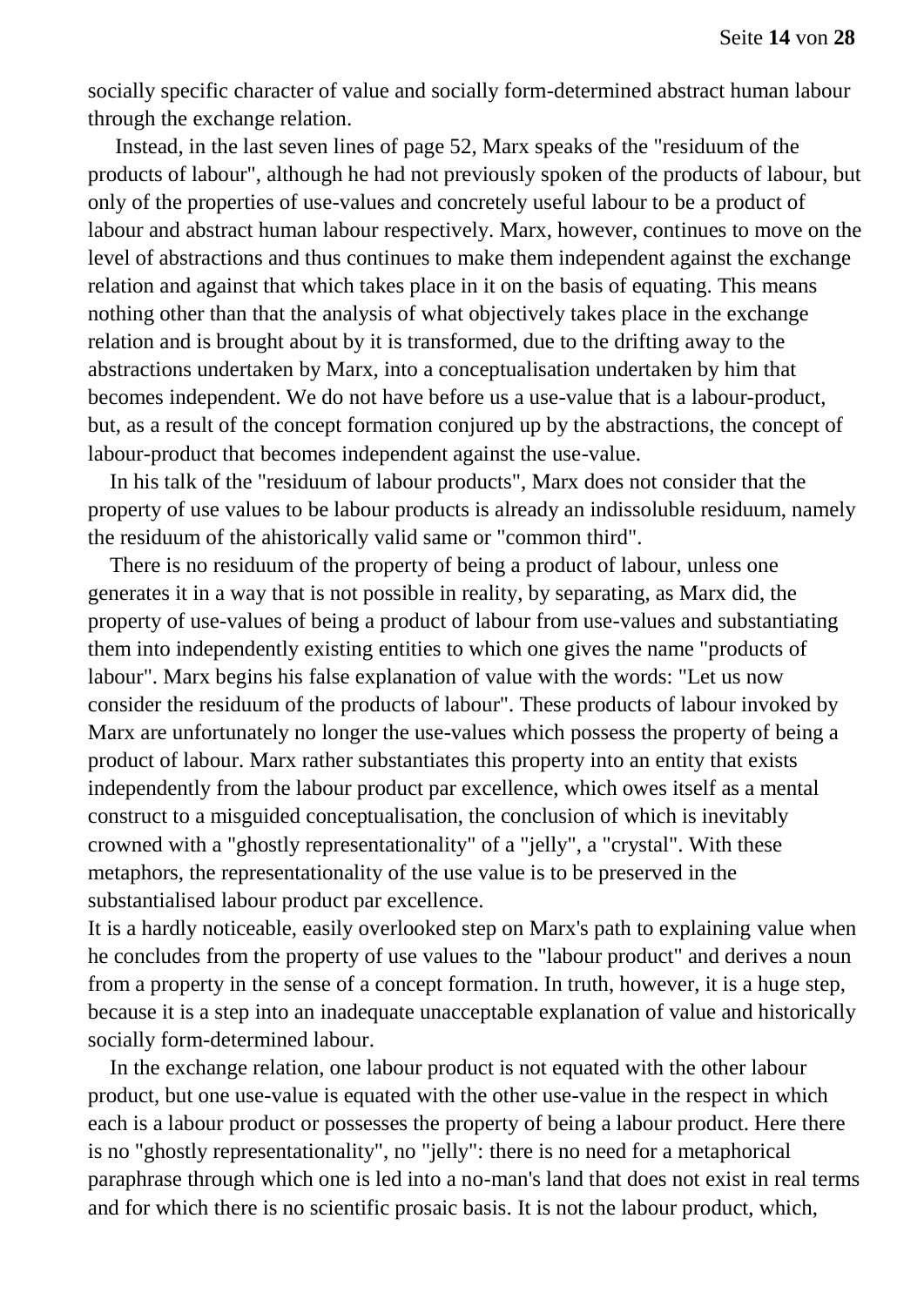socially specific character of value and socially form-determined abstract human labour through the exchange relation.

Instead, in the last seven lines of page 52, Marx speaks of the "residuum of the products of labour", although he had not previously spoken of the products of labour, but only of the properties of use-values and concretely useful labour to be a product of labour and abstract human labour respectively. Marx, however, continues to move on the level of abstractions and thus continues to make them independent against the exchange relation and against that which takes place in it on the basis of equating. This means nothing other than that the analysis of what objectively takes place in the exchange relation and is brought about by it is transformed, due to the drifting away to the abstractions undertaken by Marx, into a conceptualisation undertaken by him that becomes independent. We do not have before us a use-value that is a labour-product, but, as a result of the concept formation conjured up by the abstractions, the concept of labour-product that becomes independent against the use-value.

In his talk of the "residuum of labour products", Marx does not consider that the property of use values to be labour products is already an indissoluble residuum, namely the residuum of the ahistorically valid same or "common third".

There is no residuum of the property of being a product of labour, unless one generates it in a way that is not possible in reality, by separating, as Marx did, the property of use-values of being a product of labour from use-values and substantiating them into independently existing entities to which one gives the name "products of labour". Marx begins his false explanation of value with the words: "Let us now consider the residuum of the products of labour". These products of labour invoked by Marx are unfortunately no longer the use-values which possess the property of being a product of labour. Marx rather substantiates this property into an entity that exists independently from the labour product par excellence, which owes itself as a mental construct to a misguided conceptualisation, the conclusion of which is inevitably crowned with a "ghostly representationality" of a "jelly", a "crystal". With these metaphors, the representationality of the use value is to be preserved in the substantialised labour product par excellence.

It is a hardly noticeable, easily overlooked step on Marx's path to explaining value when he concludes from the property of use values to the "labour product" and derives a noun from a property in the sense of a concept formation. In truth, however, it is a huge step, because it is a step into an inadequate unacceptable explanation of value and historically socially form-determined labour.

In the exchange relation, one labour product is not equated with the other labour product, but one use-value is equated with the other use-value in the respect in which each is a labour product or possesses the property of being a labour product. Here there is no "ghostly representationality", no "jelly": there is no need for a metaphorical paraphrase through which one is led into a no-man's land that does not exist in real terms and for which there is no scientific prosaic basis. It is not the labour product, which,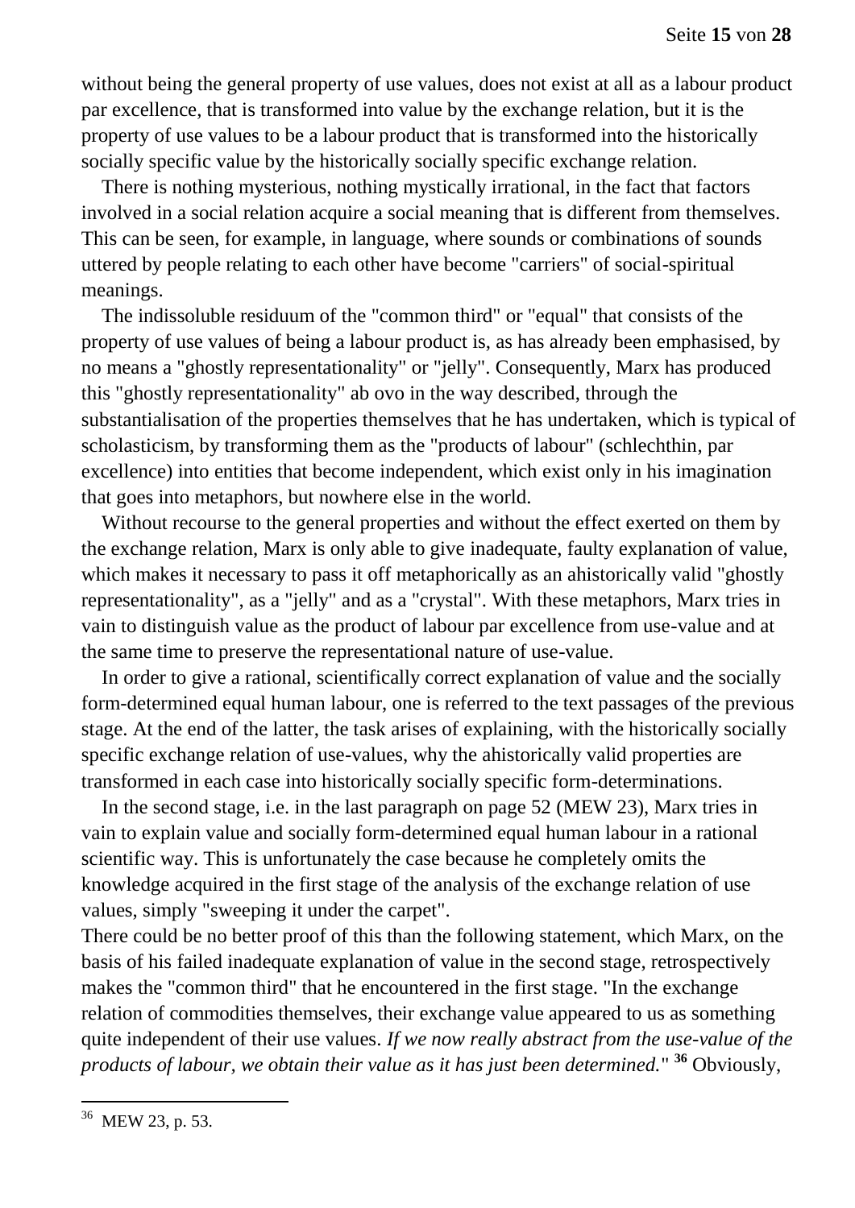without being the general property of use values, does not exist at all as a labour product par excellence, that is transformed into value by the exchange relation, but it is the property of use values to be a labour product that is transformed into the historically socially specific value by the historically socially specific exchange relation.

There is nothing mysterious, nothing mystically irrational, in the fact that factors involved in a social relation acquire a social meaning that is different from themselves. This can be seen, for example, in language, where sounds or combinations of sounds uttered by people relating to each other have become "carriers" of social-spiritual meanings.

The indissoluble residuum of the "common third" or "equal" that consists of the property of use values of being a labour product is, as has already been emphasised, by no means a "ghostly representationality" or "jelly". Consequently, Marx has produced this "ghostly representationality" ab ovo in the way described, through the substantialisation of the properties themselves that he has undertaken, which is typical of scholasticism, by transforming them as the "products of labour" (schlechthin, par excellence) into entities that become independent, which exist only in his imagination that goes into metaphors, but nowhere else in the world.

Without recourse to the general properties and without the effect exerted on them by the exchange relation, Marx is only able to give inadequate, faulty explanation of value, which makes it necessary to pass it off metaphorically as an ahistorically valid "ghostly representationality", as a "jelly" and as a "crystal". With these metaphors, Marx tries in vain to distinguish value as the product of labour par excellence from use-value and at the same time to preserve the representational nature of use-value.

In order to give a rational, scientifically correct explanation of value and the socially form-determined equal human labour, one is referred to the text passages of the previous stage. At the end of the latter, the task arises of explaining, with the historically socially specific exchange relation of use-values, why the ahistorically valid properties are transformed in each case into historically socially specific form-determinations.

In the second stage, i.e. in the last paragraph on page 52 (MEW 23), Marx tries in vain to explain value and socially form-determined equal human labour in a rational scientific way. This is unfortunately the case because he completely omits the knowledge acquired in the first stage of the analysis of the exchange relation of use values, simply "sweeping it under the carpet".
There could be no better proof of this than the following statement, which Marx, on the basis of his failed inadequate explanation of value in the second stage, retrospectively makes the "common third" that he encountered in the first stage. "In the exchange relation of commodities themselves, their exchange value appeared to us as something quite independent of their use values. *If we now really abstract from the use-value of the products of labour, we obtain their value as it has just been determined.*" **[36]** Obviously,

[36] MEW 23, p. 53.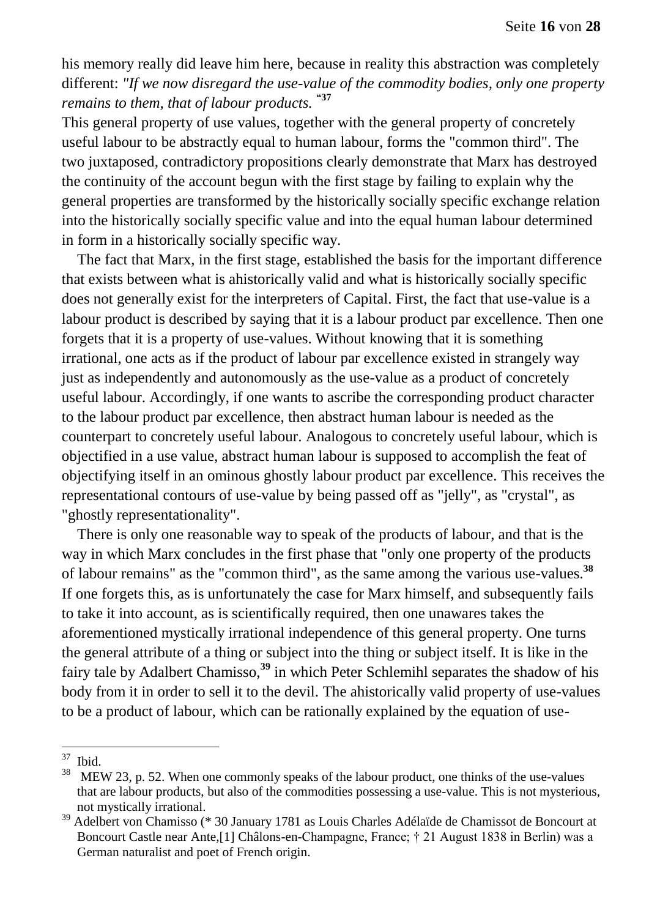his memory really did leave him here, because in reality this abstraction was completely different: *"If we now disregard the use-value of the commodity bodies, only one property remains to them, that of labour products.* "[37]

This general property of use values, together with the general property of concretely useful labour to be abstractly equal to human labour, forms the "common third". The two juxtaposed, contradictory propositions clearly demonstrate that Marx has destroyed the continuity of the account begun with the first stage by failing to explain why the general properties are transformed by the historically socially specific exchange relation into the historically socially specific value and into the equal human labour determined in form in a historically socially specific way.

The fact that Marx, in the first stage, established the basis for the important difference that exists between what is ahistorically valid and what is historically socially specific does not generally exist for the interpreters of Capital. First, the fact that use-value is a labour product is described by saying that it is a labour product par excellence. Then one forgets that it is a property of use-values. Without knowing that it is something irrational, one acts as if the product of labour par excellence existed in strangely way just as independently and autonomously as the use-value as a product of concretely useful labour. Accordingly, if one wants to ascribe the corresponding product character to the labour product par excellence, then abstract human labour is needed as the counterpart to concretely useful labour. Analogous to concretely useful labour, which is objectified in a use value, abstract human labour is supposed to accomplish the feat of objectifying itself in an ominous ghostly labour product par excellence. This receives the representational contours of use-value by being passed off as "jelly", as "crystal", as "ghostly representationality".

There is only one reasonable way to speak of the products of labour, and that is the way in which Marx concludes in the first phase that "only one property of the products of labour remains" as the "common third", as the same among the various use-values.[38] If one forgets this, as is unfortunately the case for Marx himself, and subsequently fails to take it into account, as is scientifically required, then one unawares takes the aforementioned mystically irrational independence of this general property. One turns the general attribute of a thing or subject into the thing or subject itself. It is like in the fairy tale by Adalbert Chamisso,[39] in which Peter Schlemihl separates the shadow of his body from it in order to sell it to the devil. The ahistorically valid property of use-values to be a product of labour, which can be rationally explained by the equation of use-

---

[37] Ibid.

[38] MEW 23, p. 52. When one commonly speaks of the labour product, one thinks of the use-values that are labour products, but also of the commodities possessing a use-value. This is not mysterious, not mystically irrational.

[39] Adelbert von Chamisso (* 30 January 1781 as Louis Charles Adélaïde de Chamissot de Boncourt at Boncourt Castle near Ante,[1] Châlons-en-Champagne, France; † 21 August 1838 in Berlin) was a German naturalist and poet of French origin.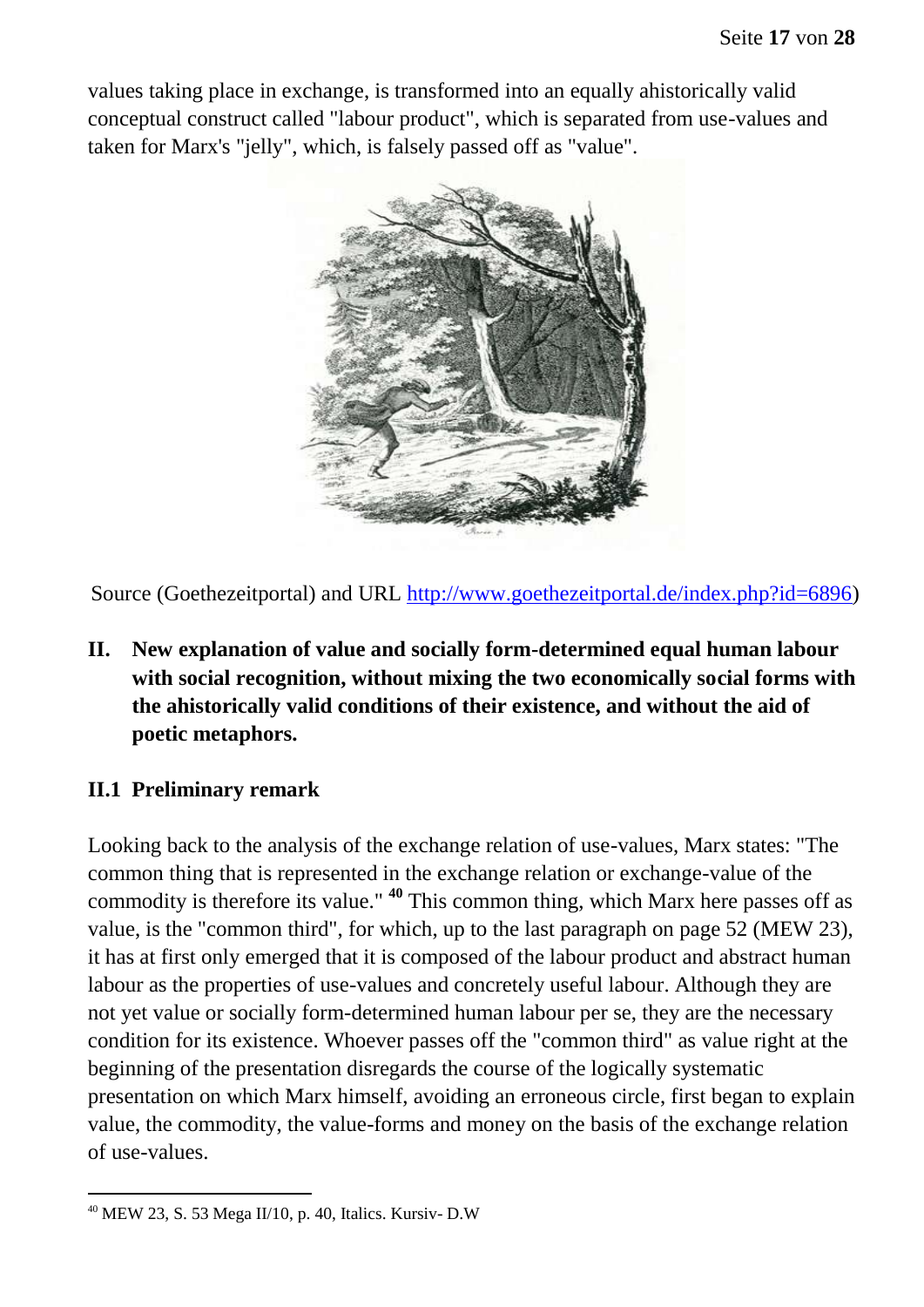values taking place in exchange, is transformed into an equally ahistorically valid conceptual construct called "labour product", which is separated from use-values and taken for Marx's "jelly", which, is falsely passed off as "value".

Source (Goethezeitportal) and URL http://www.goethezeitportal.de/index.php?id=6896)

## II. New explanation of value and socially form-determined equal human labour with social recognition, without mixing the two economically social forms with the ahistorically valid conditions of their existence, and without the aid of poetic metaphors.

### II.1 Preliminary remark

Looking back to the analysis of the exchange relation of use-values, Marx states: "The common thing that is represented in the exchange relation or exchange-value of the commodity is therefore its value." [40] This common thing, which Marx here passes off as value, is the "common third", for which, up to the last paragraph on page 52 (MEW 23), it has at first only emerged that it is composed of the labour product and abstract human labour as the properties of use-values and concretely useful labour. Although they are not yet value or socially form-determined human labour per se, they are the necessary condition for its existence. Whoever passes off the "common third" as value right at the beginning of the presentation disregards the course of the logically systematic presentation on which Marx himself, avoiding an erroneous circle, first began to explain value, the commodity, the value-forms and money on the basis of the exchange relation of use-values.

[40] MEW 23, S. 53 Mega II/10, p. 40, Italics. Kursiv- D.W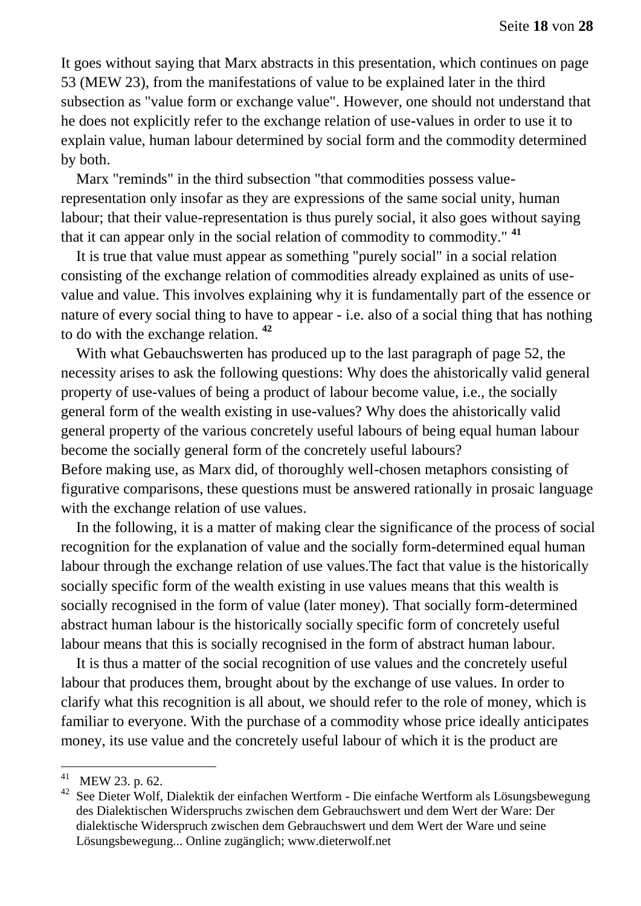It goes without saying that Marx abstracts in this presentation, which continues on page 53 (MEW 23), from the manifestations of value to be explained later in the third subsection as "value form or exchange value". However, one should not understand that he does not explicitly refer to the exchange relation of use-values in order to use it to explain value, human labour determined by social form and the commodity determined by both.

Marx "reminds" in the third subsection "that commodities possess value-representation only insofar as they are expressions of the same social unity, human labour; that their value-representation is thus purely social, it also goes without saying that it can appear only in the social relation of commodity to commodity." [41]

It is true that value must appear as something "purely social" in a social relation consisting of the exchange relation of commodities already explained as units of use-value and value. This involves explaining why it is fundamentally part of the essence or nature of every social thing to have to appear - i.e. also of a social thing that has nothing to do with the exchange relation. [42]

With what Gebauchswerten has produced up to the last paragraph of page 52, the necessity arises to ask the following questions: Why does the ahistorically valid general property of use-values of being a product of labour become value, i.e., the socially general form of the wealth existing in use-values? Why does the ahistorically valid general property of the various concretely useful labours of being equal human labour become the socially general form of the concretely useful labours?
Before making use, as Marx did, of thoroughly well-chosen metaphors consisting of figurative comparisons, these questions must be answered rationally in prosaic language with the exchange relation of use values.

In the following, it is a matter of making clear the significance of the process of social recognition for the explanation of value and the socially form-determined equal human labour through the exchange relation of use values.The fact that value is the historically socially specific form of the wealth existing in use values means that this wealth is socially recognised in the form of value (later money). That socially form-determined abstract human labour is the historically socially specific form of concretely useful labour means that this is socially recognised in the form of abstract human labour.

It is thus a matter of the social recognition of use values and the concretely useful labour that produces them, brought about by the exchange of use values. In order to clarify what this recognition is all about, we should refer to the role of money, which is familiar to everyone. With the purchase of a commodity whose price ideally anticipates money, its use value and the concretely useful labour of which it is the product are

---

[41] MEW 23. p. 62.

[42] See Dieter Wolf, Dialektik der einfachen Wertform - Die einfache Wertform als Lösungsbewegung des Dialektischen Widerspruchs zwischen dem Gebrauchswert und dem Wert der Ware: Der dialektische Widerspruch zwischen dem Gebrauchswert und dem Wert der Ware und seine Lösungsbewegung... Online zugänglich; www.dieterwolf.net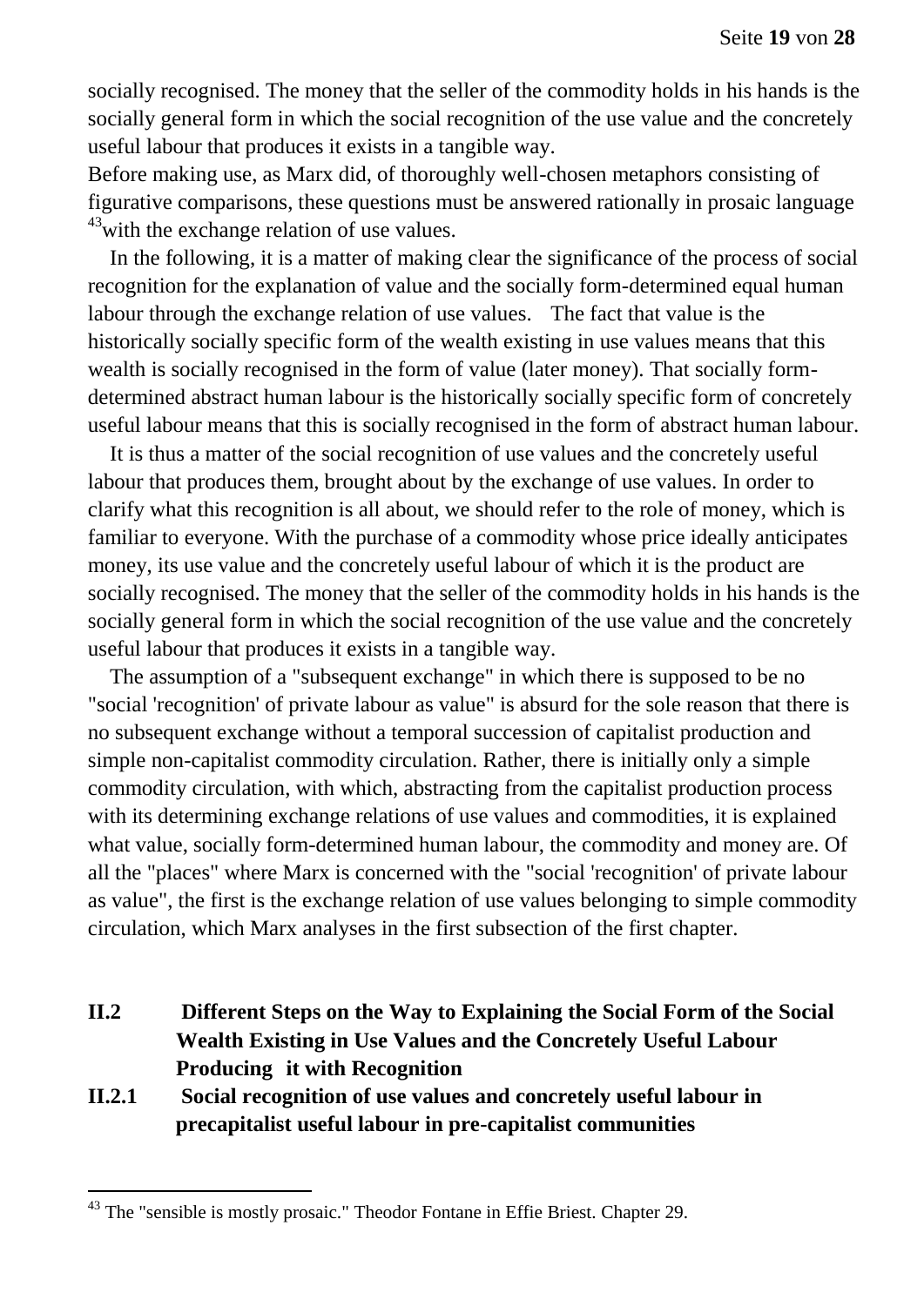socially recognised. The money that the seller of the commodity holds in his hands is the socially general form in which the social recognition of the use value and the concretely useful labour that produces it exists in a tangible way.

Before making use, as Marx did, of thoroughly well-chosen metaphors consisting of figurative comparisons, these questions must be answered rationally in prosaic language [43]with the exchange relation of use values.

In the following, it is a matter of making clear the significance of the process of social recognition for the explanation of value and the socially form-determined equal human labour through the exchange relation of use values. The fact that value is the historically socially specific form of the wealth existing in use values means that this wealth is socially recognised in the form of value (later money). That socially form-determined abstract human labour is the historically socially specific form of concretely useful labour means that this is socially recognised in the form of abstract human labour.

It is thus a matter of the social recognition of use values and the concretely useful labour that produces them, brought about by the exchange of use values. In order to clarify what this recognition is all about, we should refer to the role of money, which is familiar to everyone. With the purchase of a commodity whose price ideally anticipates money, its use value and the concretely useful labour of which it is the product are socially recognised. The money that the seller of the commodity holds in his hands is the socially general form in which the social recognition of the use value and the concretely useful labour that produces it exists in a tangible way.

The assumption of a "subsequent exchange" in which there is supposed to be no "social 'recognition' of private labour as value" is absurd for the sole reason that there is no subsequent exchange without a temporal succession of capitalist production and simple non-capitalist commodity circulation. Rather, there is initially only a simple commodity circulation, with which, abstracting from the capitalist production process with its determining exchange relations of use values and commodities, it is explained what value, socially form-determined human labour, the commodity and money are. Of all the "places" where Marx is concerned with the "social 'recognition' of private labour as value", the first is the exchange relation of use values belonging to simple commodity circulation, which Marx analyses in the first subsection of the first chapter.

## II.2 Different Steps on the Way to Explaining the Social Form of the Social Wealth Existing in Use Values and the Concretely Useful Labour Producing it with Recognition

### II.2.1 Social recognition of use values and concretely useful labour in precapitalist useful labour in pre-capitalist communities

[43] The "sensible is mostly prosaic." Theodor Fontane in Effie Briest. Chapter 29.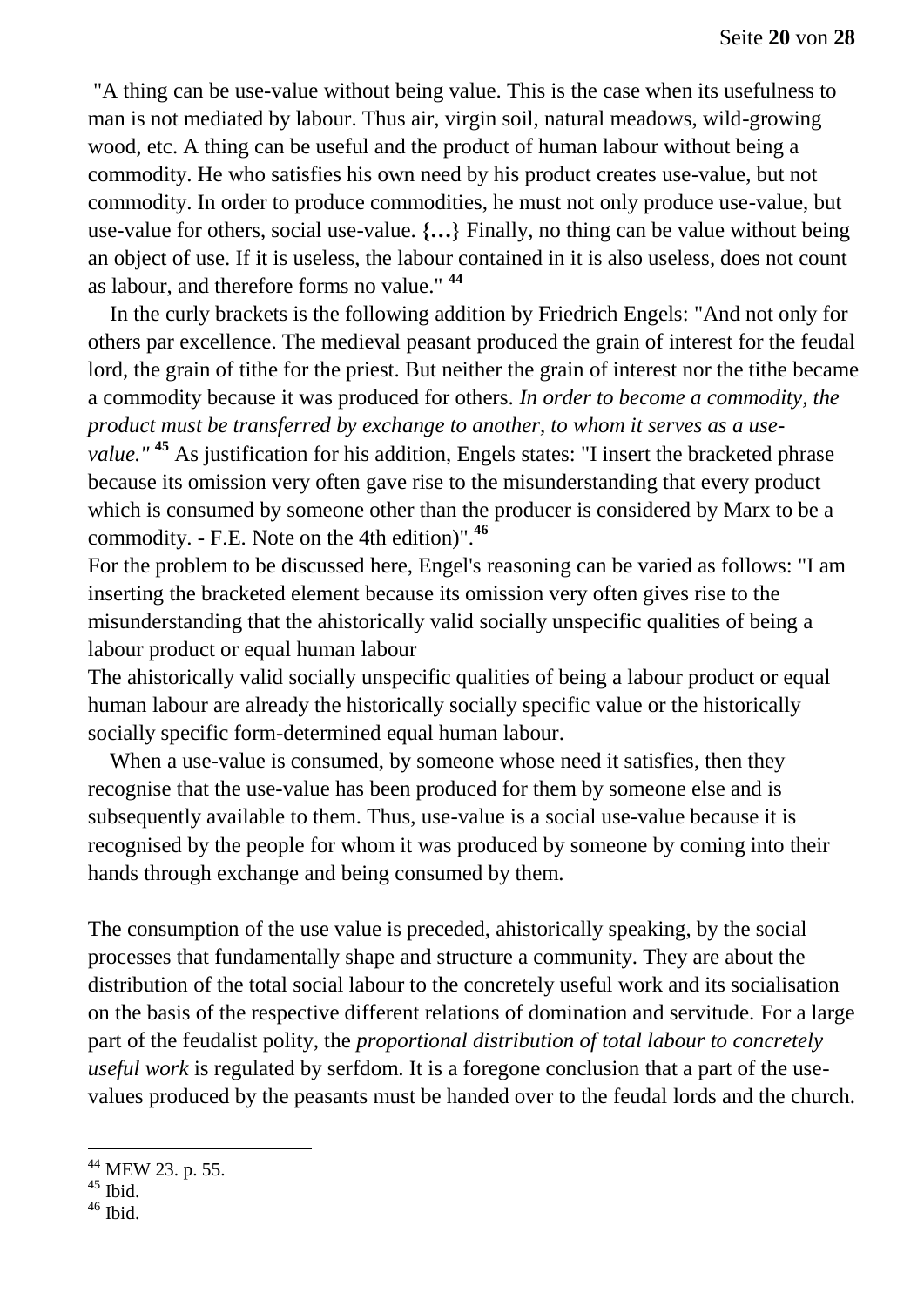"A thing can be use-value without being value. This is the case when its usefulness to man is not mediated by labour. Thus air, virgin soil, natural meadows, wild-growing wood, etc. A thing can be useful and the product of human labour without being a commodity. He who satisfies his own need by his product creates use-value, but not commodity. In order to produce commodities, he must not only produce use-value, but use-value for others, social use-value. **{…}** Finally, no thing can be value without being an object of use. If it is useless, the labour contained in it is also useless, does not count as labour, and therefore forms no value." [44]

In the curly brackets is the following addition by Friedrich Engels: "And not only for others par excellence. The medieval peasant produced the grain of interest for the feudal lord, the grain of tithe for the priest. But neither the grain of interest nor the tithe became a commodity because it was produced for others. *In order to become a commodity, the product must be transferred by exchange to another, to whom it serves as a use-value."* [45] As justification for his addition, Engels states: "I insert the bracketed phrase because its omission very often gave rise to the misunderstanding that every product which is consumed by someone other than the producer is considered by Marx to be a commodity. - F.E. Note on the 4th edition)".[46]

For the problem to be discussed here, Engel's reasoning can be varied as follows: "I am inserting the bracketed element because its omission very often gives rise to the misunderstanding that the ahistorically valid socially unspecific qualities of being a labour product or equal human labour

The ahistorically valid socially unspecific qualities of being a labour product or equal human labour are already the historically socially specific value or the historically socially specific form-determined equal human labour.

When a use-value is consumed, by someone whose need it satisfies, then they recognise that the use-value has been produced for them by someone else and is subsequently available to them. Thus, use-value is a social use-value because it is recognised by the people for whom it was produced by someone by coming into their hands through exchange and being consumed by them.

The consumption of the use value is preceded, ahistorically speaking, by the social processes that fundamentally shape and structure a community. They are about the distribution of the total social labour to the concretely useful work and its socialisation on the basis of the respective different relations of domination and servitude. For a large part of the feudalist polity, the *proportional distribution of total labour to concretely useful work* is regulated by serfdom. It is a foregone conclusion that a part of the use-values produced by the peasants must be handed over to the feudal lords and the church.

---

[44] MEW 23. p. 55.

[45] Ibid.

[46] Ibid.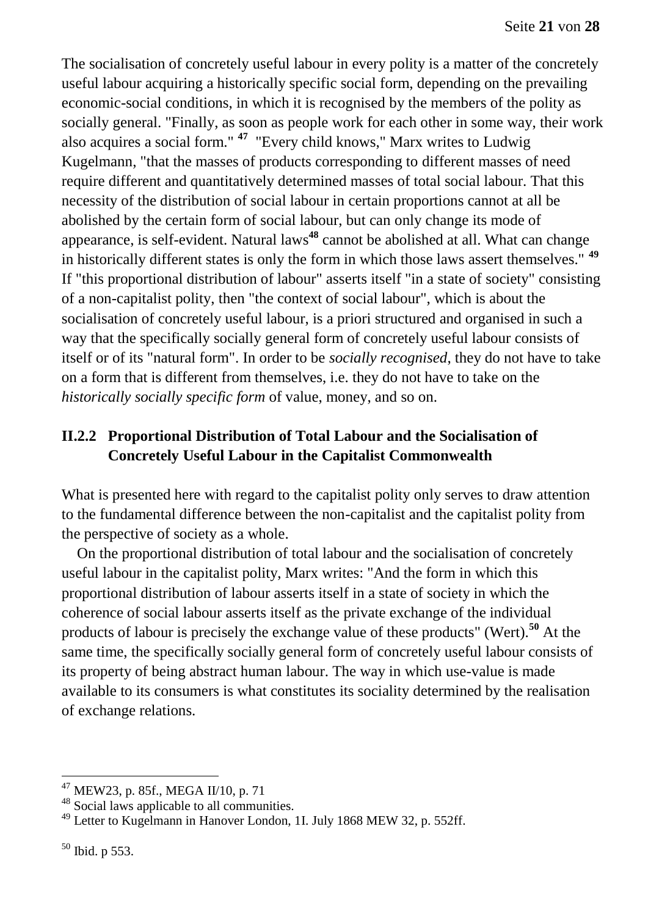The socialisation of concretely useful labour in every polity is a matter of the concretely useful labour acquiring a historically specific social form, depending on the prevailing economic-social conditions, in which it is recognised by the members of the polity as socially general. "Finally, as soon as people work for each other in some way, their work also acquires a social form." [47] "Every child knows," Marx writes to Ludwig Kugelmann, "that the masses of products corresponding to different masses of need require different and quantitatively determined masses of total social labour. That this necessity of the distribution of social labour in certain proportions cannot at all be abolished by the certain form of social labour, but can only change its mode of appearance, is self-evident. Natural laws[48] cannot be abolished at all. What can change in historically different states is only the form in which those laws assert themselves." [49] If "this proportional distribution of labour" asserts itself "in a state of society" consisting of a non-capitalist polity, then "the context of social labour", which is about the socialisation of concretely useful labour, is a priori structured and organised in such a way that the specifically socially general form of concretely useful labour consists of itself or of its "natural form". In order to be *socially recognised*, they do not have to take on a form that is different from themselves, i.e. they do not have to take on the *historically socially specific form* of value, money, and so on.

### II.2.2 Proportional Distribution of Total Labour and the Socialisation of Concretely Useful Labour in the Capitalist Commonwealth

What is presented here with regard to the capitalist polity only serves to draw attention to the fundamental difference between the non-capitalist and the capitalist polity from the perspective of society as a whole.

On the proportional distribution of total labour and the socialisation of concretely useful labour in the capitalist polity, Marx writes: "And the form in which this proportional distribution of labour asserts itself in a state of society in which the coherence of social labour asserts itself as the private exchange of the individual products of labour is precisely the exchange value of these products" (Wert).[50] At the same time, the specifically socially general form of concretely useful labour consists of its property of being abstract human labour. The way in which use-value is made available to its consumers is what constitutes its sociality determined by the realisation of exchange relations.

---

[47] MEW23, p. 85f., MEGA II/10, p. 71

[48] Social laws applicable to all communities.

[49] Letter to Kugelmann in Hanover London, 1I. July 1868 MEW 32, p. 552ff.

[50] Ibid. p 553.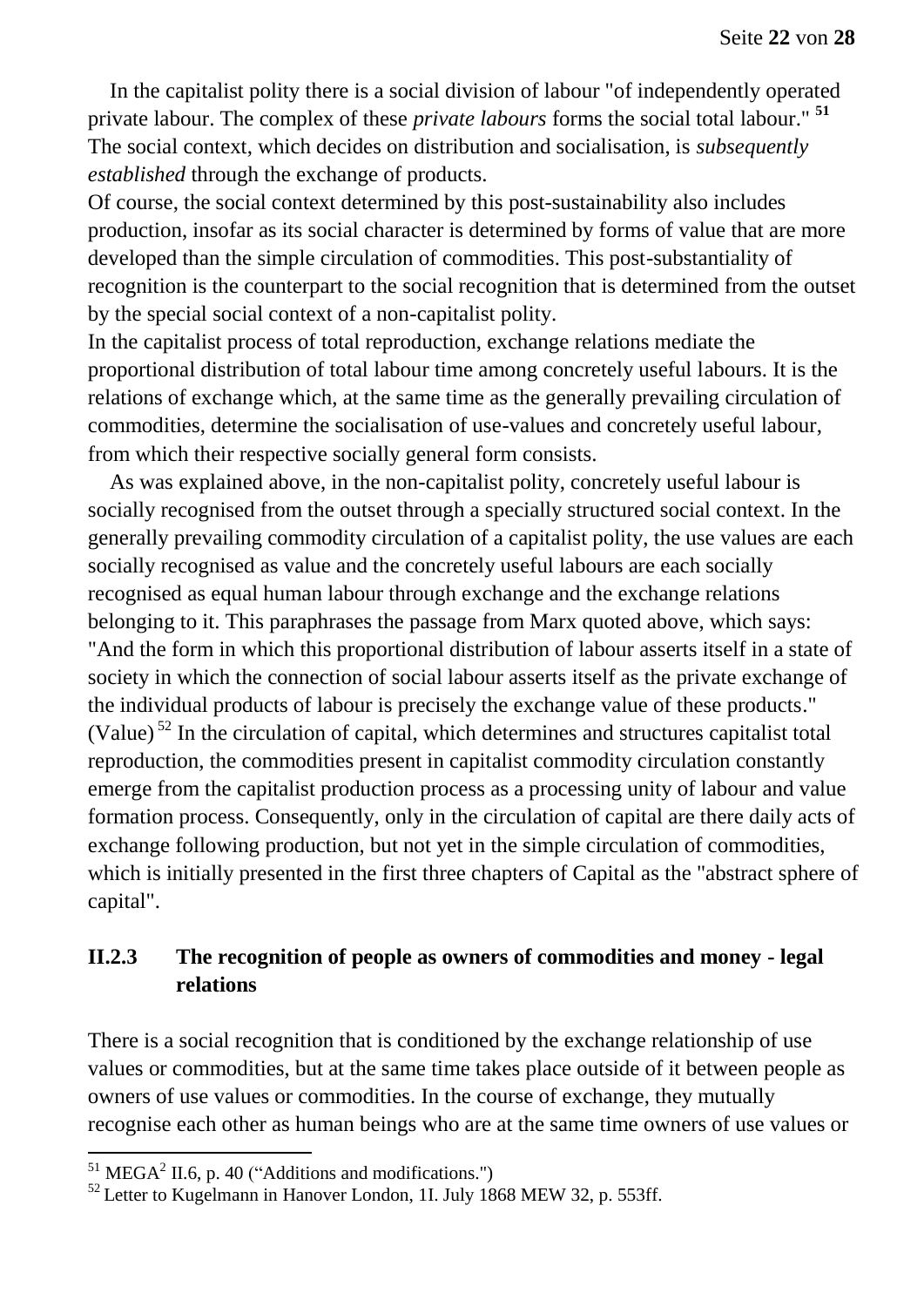In the capitalist polity there is a social division of labour "of independently operated private labour. The complex of these *private labours* forms the social total labour." [51] The social context, which decides on distribution and socialisation, is *subsequently established* through the exchange of products.

Of course, the social context determined by this post-sustainability also includes production, insofar as its social character is determined by forms of value that are more developed than the simple circulation of commodities. This post-substantiality of recognition is the counterpart to the social recognition that is determined from the outset by the special social context of a non-capitalist polity.

In the capitalist process of total reproduction, exchange relations mediate the proportional distribution of total labour time among concretely useful labours. It is the relations of exchange which, at the same time as the generally prevailing circulation of commodities, determine the socialisation of use-values and concretely useful labour, from which their respective socially general form consists.

As was explained above, in the non-capitalist polity, concretely useful labour is socially recognised from the outset through a specially structured social context. In the generally prevailing commodity circulation of a capitalist polity, the use values are each socially recognised as value and the concretely useful labours are each socially recognised as equal human labour through exchange and the exchange relations belonging to it. This paraphrases the passage from Marx quoted above, which says: "And the form in which this proportional distribution of labour asserts itself in a state of society in which the connection of social labour asserts itself as the private exchange of the individual products of labour is precisely the exchange value of these products." (Value) [52] In the circulation of capital, which determines and structures capitalist total reproduction, the commodities present in capitalist commodity circulation constantly emerge from the capitalist production process as a processing unity of labour and value formation process. Consequently, only in the circulation of capital are there daily acts of exchange following production, but not yet in the simple circulation of commodities, which is initially presented in the first three chapters of Capital as the "abstract sphere of capital".

### II.2.3 The recognition of people as owners of commodities and money - legal relations

There is a social recognition that is conditioned by the exchange relationship of use values or commodities, but at the same time takes place outside of it between people as owners of use values or commodities. In the course of exchange, they mutually recognise each other as human beings who are at the same time owners of use values or

[51] MEGA[2] II.6, p. 40 ("Additions and modifications.")

[52] Letter to Kugelmann in Hanover London, 1I. July 1868 MEW 32, p. 553ff.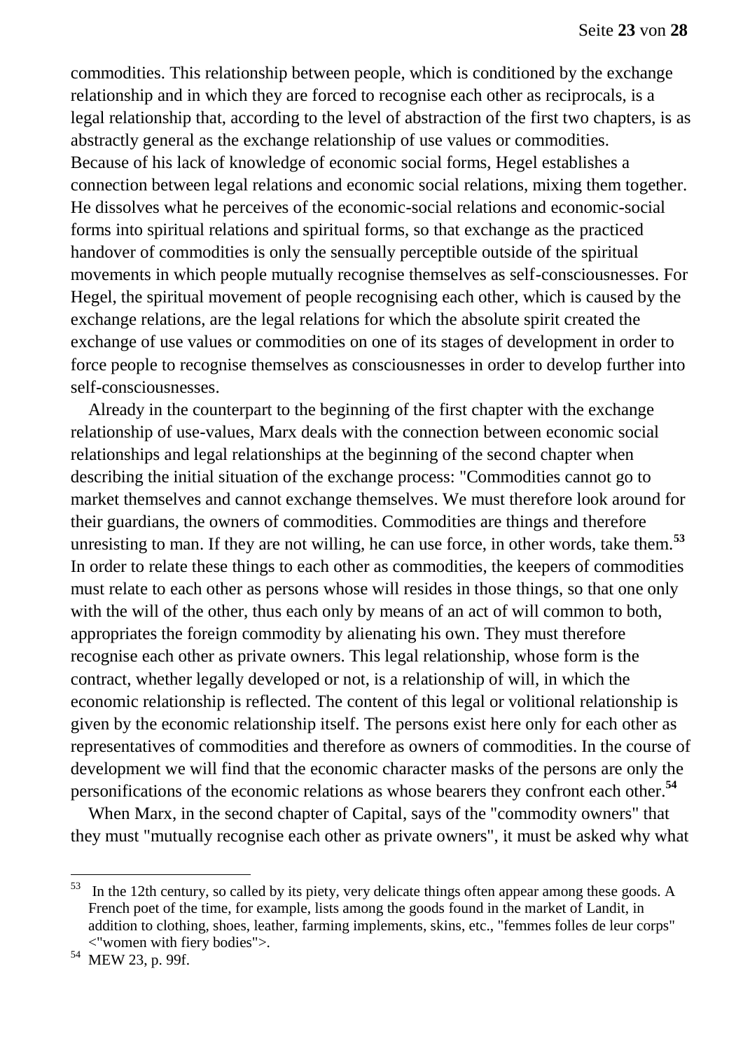commodities. This relationship between people, which is conditioned by the exchange relationship and in which they are forced to recognise each other as reciprocals, is a legal relationship that, according to the level of abstraction of the first two chapters, is as abstractly general as the exchange relationship of use values or commodities.
Because of his lack of knowledge of economic social forms, Hegel establishes a connection between legal relations and economic social relations, mixing them together. He dissolves what he perceives of the economic-social relations and economic-social forms into spiritual relations and spiritual forms, so that exchange as the practiced handover of commodities is only the sensually perceptible outside of the spiritual movements in which people mutually recognise themselves as self-consciousnesses. For Hegel, the spiritual movement of people recognising each other, which is caused by the exchange relations, are the legal relations for which the absolute spirit created the exchange of use values or commodities on one of its stages of development in order to force people to recognise themselves as consciousnesses in order to develop further into self-consciousnesses.

Already in the counterpart to the beginning of the first chapter with the exchange relationship of use-values, Marx deals with the connection between economic social relationships and legal relationships at the beginning of the second chapter when describing the initial situation of the exchange process: "Commodities cannot go to market themselves and cannot exchange themselves. We must therefore look around for their guardians, the owners of commodities. Commodities are things and therefore unresisting to man. If they are not willing, he can use force, in other words, take them.[53] In order to relate these things to each other as commodities, the keepers of commodities must relate to each other as persons whose will resides in those things, so that one only with the will of the other, thus each only by means of an act of will common to both, appropriates the foreign commodity by alienating his own. They must therefore recognise each other as private owners. This legal relationship, whose form is the contract, whether legally developed or not, is a relationship of will, in which the economic relationship is reflected. The content of this legal or volitional relationship is given by the economic relationship itself. The persons exist here only for each other as representatives of commodities and therefore as owners of commodities. In the course of development we will find that the economic character masks of the persons are only the personifications of the economic relations as whose bearers they confront each other.[54]

When Marx, in the second chapter of Capital, says of the "commodity owners" that they must "mutually recognise each other as private owners", it must be asked why what

---

[53] In the 12th century, so called by its piety, very delicate things often appear among these goods. A French poet of the time, for example, lists among the goods found in the market of Landit, in addition to clothing, shoes, leather, farming implements, skins, etc., "femmes folles de leur corps" <"women with fiery bodies">.

[54] MEW 23, p. 99f.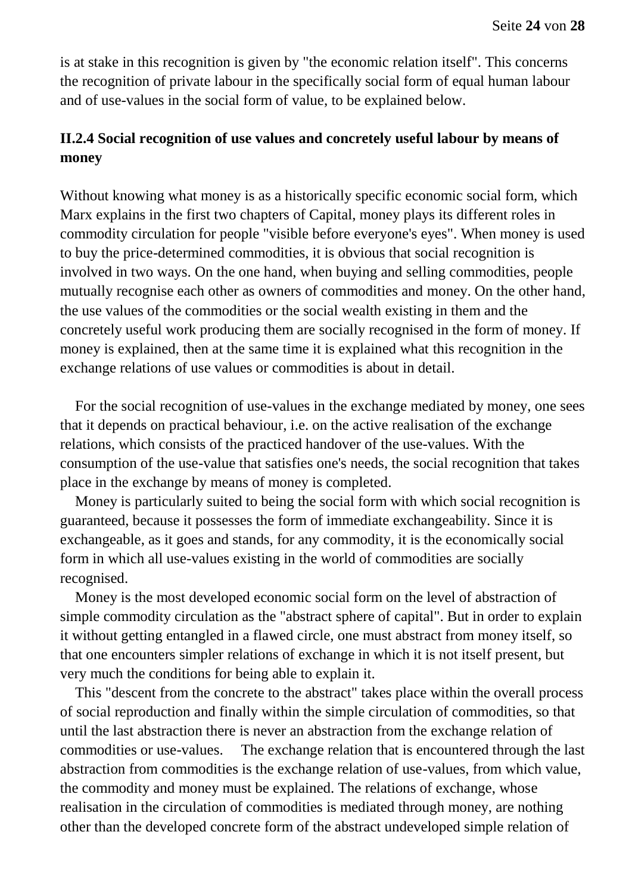is at stake in this recognition is given by "the economic relation itself". This concerns the recognition of private labour in the specifically social form of equal human labour and of use-values in the social form of value, to be explained below.

### II.2.4 Social recognition of use values and concretely useful labour by means of money

Without knowing what money is as a historically specific economic social form, which Marx explains in the first two chapters of Capital, money plays its different roles in commodity circulation for people "visible before everyone's eyes". When money is used to buy the price-determined commodities, it is obvious that social recognition is involved in two ways. On the one hand, when buying and selling commodities, people mutually recognise each other as owners of commodities and money. On the other hand, the use values of the commodities or the social wealth existing in them and the concretely useful work producing them are socially recognised in the form of money. If money is explained, then at the same time it is explained what this recognition in the exchange relations of use values or commodities is about in detail.

For the social recognition of use-values in the exchange mediated by money, one sees that it depends on practical behaviour, i.e. on the active realisation of the exchange relations, which consists of the practiced handover of the use-values. With the consumption of the use-value that satisfies one's needs, the social recognition that takes place in the exchange by means of money is completed.

Money is particularly suited to being the social form with which social recognition is guaranteed, because it possesses the form of immediate exchangeability. Since it is exchangeable, as it goes and stands, for any commodity, it is the economically social form in which all use-values existing in the world of commodities are socially recognised.

Money is the most developed economic social form on the level of abstraction of simple commodity circulation as the "abstract sphere of capital". But in order to explain it without getting entangled in a flawed circle, one must abstract from money itself, so that one encounters simpler relations of exchange in which it is not itself present, but very much the conditions for being able to explain it.

This "descent from the concrete to the abstract" takes place within the overall process of social reproduction and finally within the simple circulation of commodities, so that until the last abstraction there is never an abstraction from the exchange relation of commodities or use-values. The exchange relation that is encountered through the last abstraction from commodities is the exchange relation of use-values, from which value, the commodity and money must be explained. The relations of exchange, whose realisation in the circulation of commodities is mediated through money, are nothing other than the developed concrete form of the abstract undeveloped simple relation of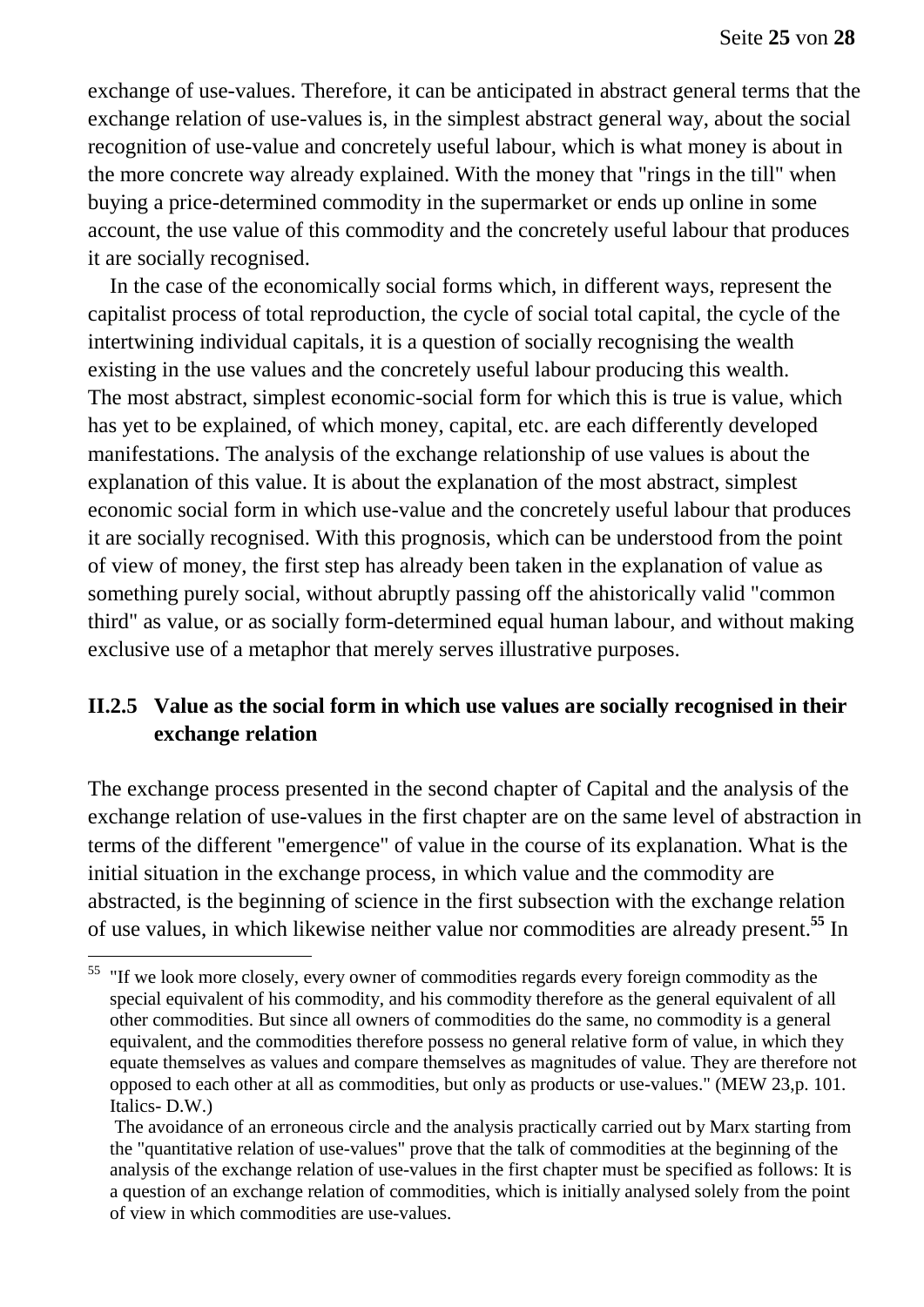exchange of use-values. Therefore, it can be anticipated in abstract general terms that the exchange relation of use-values is, in the simplest abstract general way, about the social recognition of use-value and concretely useful labour, which is what money is about in the more concrete way already explained. With the money that "rings in the till" when buying a price-determined commodity in the supermarket or ends up online in some account, the use value of this commodity and the concretely useful labour that produces it are socially recognised.

In the case of the economically social forms which, in different ways, represent the capitalist process of total reproduction, the cycle of social total capital, the cycle of the intertwining individual capitals, it is a question of socially recognising the wealth existing in the use values and the concretely useful labour producing this wealth. The most abstract, simplest economic-social form for which this is true is value, which has yet to be explained, of which money, capital, etc. are each differently developed manifestations. The analysis of the exchange relationship of use values is about the explanation of this value. It is about the explanation of the most abstract, simplest economic social form in which use-value and the concretely useful labour that produces it are socially recognised. With this prognosis, which can be understood from the point of view of money, the first step has already been taken in the explanation of value as something purely social, without abruptly passing off the ahistorically valid "common third" as value, or as socially form-determined equal human labour, and without making exclusive use of a metaphor that merely serves illustrative purposes.

## II.2.5 Value as the social form in which use values are socially recognised in their exchange relation

The exchange process presented in the second chapter of Capital and the analysis of the exchange relation of use-values in the first chapter are on the same level of abstraction in terms of the different "emergence" of value in the course of its explanation. What is the initial situation in the exchange process, in which value and the commodity are abstracted, is the beginning of science in the first subsection with the exchange relation of use values, in which likewise neither value nor commodities are already present.[55] In

---

[55] "If we look more closely, every owner of commodities regards every foreign commodity as the special equivalent of his commodity, and his commodity therefore as the general equivalent of all other commodities. But since all owners of commodities do the same, no commodity is a general equivalent, and the commodities therefore possess no general relative form of value, in which they equate themselves as values and compare themselves as magnitudes of value. They are therefore not opposed to each other at all as commodities, but only as products or use-values." (MEW 23,p. 101. Italics- D.W.)

The avoidance of an erroneous circle and the analysis practically carried out by Marx starting from the "quantitative relation of use-values" prove that the talk of commodities at the beginning of the analysis of the exchange relation of use-values in the first chapter must be specified as follows: It is a question of an exchange relation of commodities, which is initially analysed solely from the point of view in which commodities are use-values.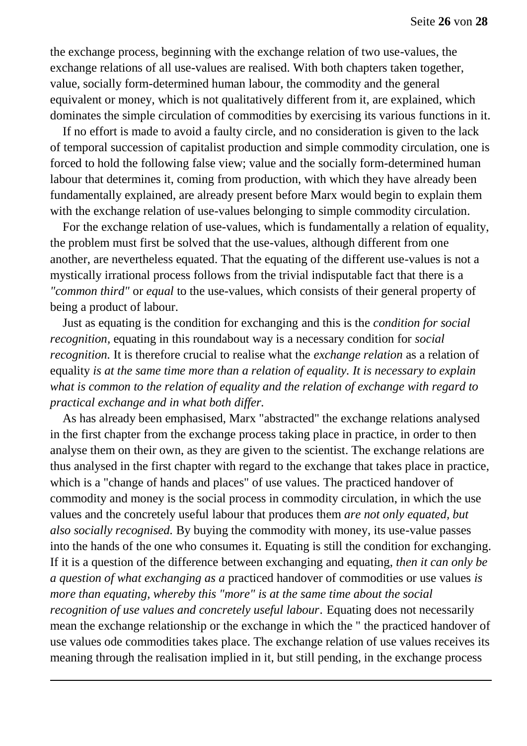the exchange process, beginning with the exchange relation of two use-values, the exchange relations of all use-values are realised. With both chapters taken together, value, socially form-determined human labour, the commodity and the general equivalent or money, which is not qualitatively different from it, are explained, which dominates the simple circulation of commodities by exercising its various functions in it.

If no effort is made to avoid a faulty circle, and no consideration is given to the lack of temporal succession of capitalist production and simple commodity circulation, one is forced to hold the following false view; value and the socially form-determined human labour that determines it, coming from production, with which they have already been fundamentally explained, are already present before Marx would begin to explain them with the exchange relation of use-values belonging to simple commodity circulation.

For the exchange relation of use-values, which is fundamentally a relation of equality, the problem must first be solved that the use-values, although different from one another, are nevertheless equated. That the equating of the different use-values is not a mystically irrational process follows from the trivial indisputable fact that there is a *"common third"* or *equal* to the use-values, which consists of their general property of being a product of labour.

Just as equating is the condition for exchanging and this is the *condition for social recognition,* equating in this roundabout way is a necessary condition for *social recognition.* It is therefore crucial to realise what the *exchange relation* as a relation of equality *is at the same time more than a relation of equality. It is necessary to explain what is common to the relation of equality and the relation of exchange with regard to practical exchange and in what both differ.*

As has already been emphasised, Marx "abstracted" the exchange relations analysed in the first chapter from the exchange process taking place in practice, in order to then analyse them on their own, as they are given to the scientist. The exchange relations are thus analysed in the first chapter with regard to the exchange that takes place in practice, which is a "change of hands and places" of use values. The practiced handover of commodity and money is the social process in commodity circulation, in which the use values and the concretely useful labour that produces them *are not only equated, but also socially recognised.* By buying the commodity with money, its use-value passes into the hands of the one who consumes it. Equating is still the condition for exchanging. If it is a question of the difference between exchanging and equating, *then it can only be a question of what exchanging as a* practiced handover of commodities or use values *is more than equating, whereby this "more" is at the same time about the social recognition of use values and concretely useful labour*. Equating does not necessarily mean the exchange relationship or the exchange in which the " the practiced handover of use values ode commodities takes place. The exchange relation of use values receives its meaning through the realisation implied in it, but still pending, in the exchange process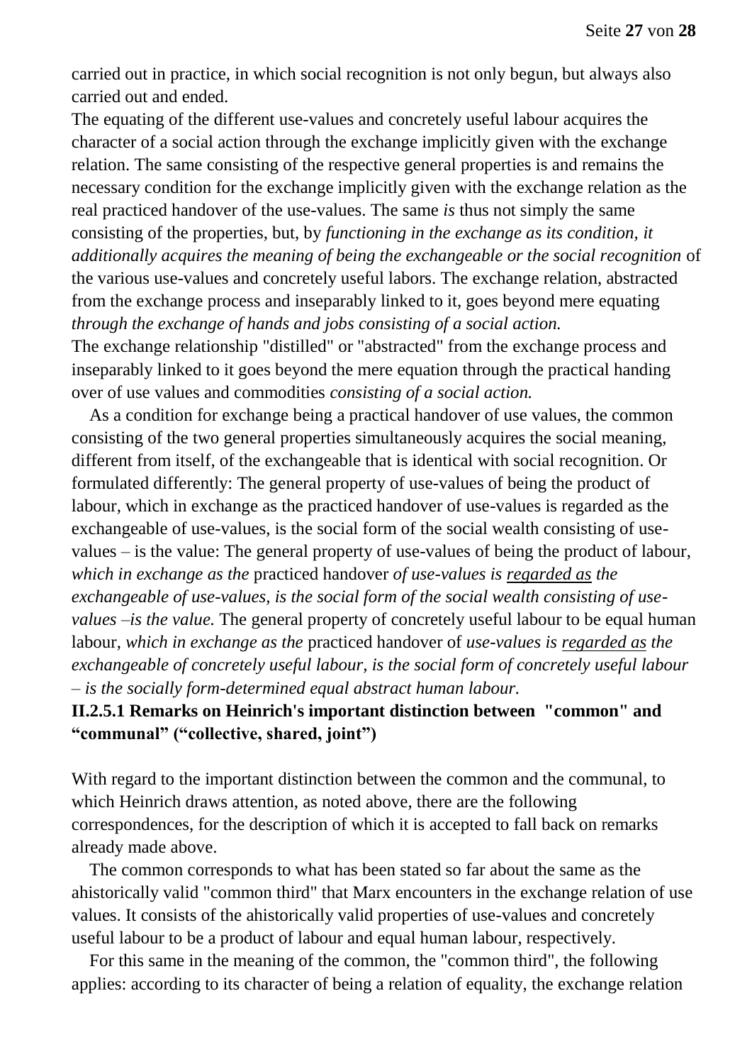carried out in practice, in which social recognition is not only begun, but always also carried out and ended.

The equating of the different use-values and concretely useful labour acquires the character of a social action through the exchange implicitly given with the exchange relation. The same consisting of the respective general properties is and remains the necessary condition for the exchange implicitly given with the exchange relation as the real practiced handover of the use-values. The same *is* thus not simply the same consisting of the properties, but, by *functioning in the exchange as its condition, it additionally acquires the meaning of being the exchangeable or the social recognition* of the various use-values and concretely useful labors. The exchange relation, abstracted from the exchange process and inseparably linked to it, goes beyond mere equating *through the exchange of hands and jobs consisting of a social action.*

The exchange relationship "distilled" or "abstracted" from the exchange process and inseparably linked to it goes beyond the mere equation through the practical handing over of use values and commodities *consisting of a social action.*

As a condition for exchange being a practical handover of use values, the common consisting of the two general properties simultaneously acquires the social meaning, different from itself, of the exchangeable that is identical with social recognition. Or formulated differently: The general property of use-values of being the product of labour, which in exchange as the practiced handover of use-values is regarded as the exchangeable of use-values, is the social form of the social wealth consisting of use-values – is the value: The general property of use-values of being the product of labour, *which in exchange as the* practiced handover *of use-values is <u>regarded as</u> the exchangeable of use-values, is the social form of the social wealth consisting of use-values –is the value.* The general property of concretely useful labour to be equal human labour, *which in exchange as the* practiced handover of *use-values is <u>regarded as</u> the exchangeable of concretely useful labour, is the social form of concretely useful labour – is the socially form-determined equal abstract human labour.*

### II.2.5.1 Remarks on Heinrich's important distinction between "common" and "communal" ("collective, shared, joint")

With regard to the important distinction between the common and the communal, to which Heinrich draws attention, as noted above, there are the following correspondences, for the description of which it is accepted to fall back on remarks already made above.

The common corresponds to what has been stated so far about the same as the ahistorically valid "common third" that Marx encounters in the exchange relation of use values. It consists of the ahistorically valid properties of use-values and concretely useful labour to be a product of labour and equal human labour, respectively.

For this same in the meaning of the common, the "common third", the following applies: according to its character of being a relation of equality, the exchange relation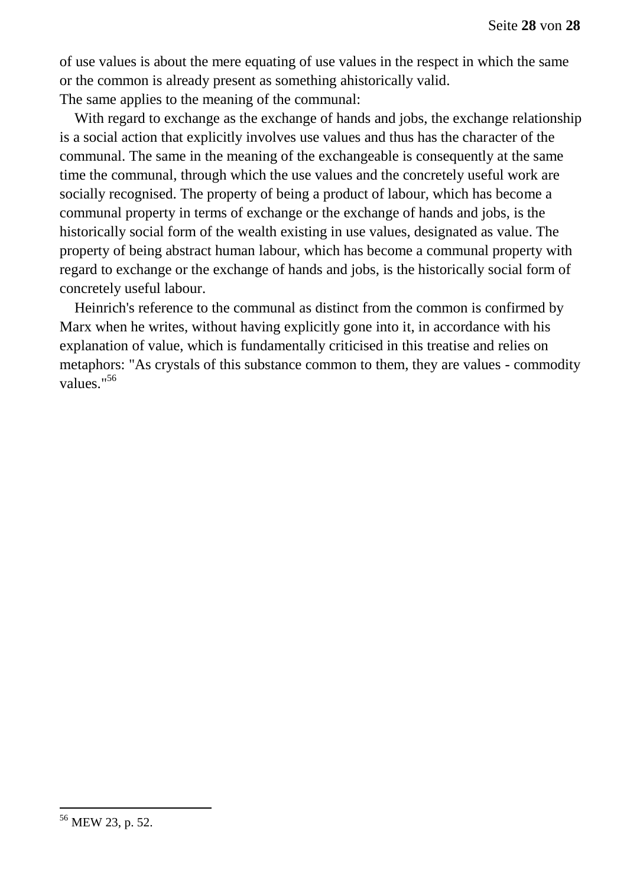of use values is about the mere equating of use values in the respect in which the same or the common is already present as something ahistorically valid.
The same applies to the meaning of the communal:

With regard to exchange as the exchange of hands and jobs, the exchange relationship is a social action that explicitly involves use values and thus has the character of the communal. The same in the meaning of the exchangeable is consequently at the same time the communal, through which the use values and the concretely useful work are socially recognised. The property of being a product of labour, which has become a communal property in terms of exchange or the exchange of hands and jobs, is the historically social form of the wealth existing in use values, designated as value. The property of being abstract human labour, which has become a communal property with regard to exchange or the exchange of hands and jobs, is the historically social form of concretely useful labour.

Heinrich's reference to the communal as distinct from the common is confirmed by Marx when he writes, without having explicitly gone into it, in accordance with his explanation of value, which is fundamentally criticised in this treatise and relies on metaphors: "As crystals of this substance common to them, they are values - commodity values."[56]

---

[56] MEW 23, p. 52.